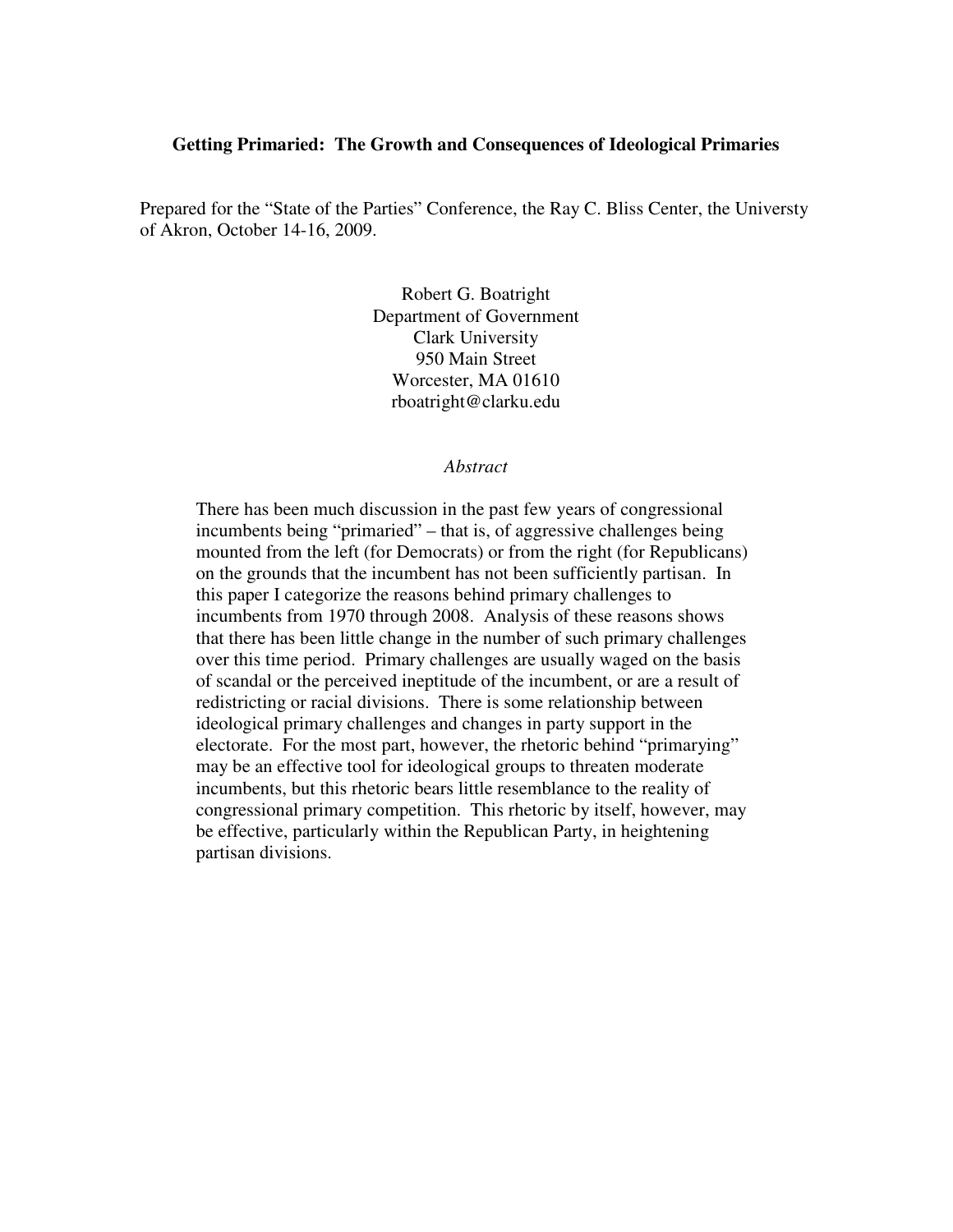**Getting Primaried: The Growth and Consequences of Ideological Primaries**

Prepared for the "State of the Parties" Conference, the Ray C. Bliss Center, the Universty of Akron, October 14-16, 2009.

Robert G. Boatright
Department of Government
Clark University
950 Main Street
Worcester, MA 01610
rboatright@clarku.edu

*Abstract*

There has been much discussion in the past few years of congressional incumbents being "primaried" – that is, of aggressive challenges being mounted from the left (for Democrats) or from the right (for Republicans) on the grounds that the incumbent has not been sufficiently partisan. In this paper I categorize the reasons behind primary challenges to incumbents from 1970 through 2008. Analysis of these reasons shows that there has been little change in the number of such primary challenges over this time period. Primary challenges are usually waged on the basis of scandal or the perceived ineptitude of the incumbent, or are a result of redistricting or racial divisions. There is some relationship between ideological primary challenges and changes in party support in the electorate. For the most part, however, the rhetoric behind "primarying" may be an effective tool for ideological groups to threaten moderate incumbents, but this rhetoric bears little resemblance to the reality of congressional primary competition. This rhetoric by itself, however, may be effective, particularly within the Republican Party, in heightening partisan divisions.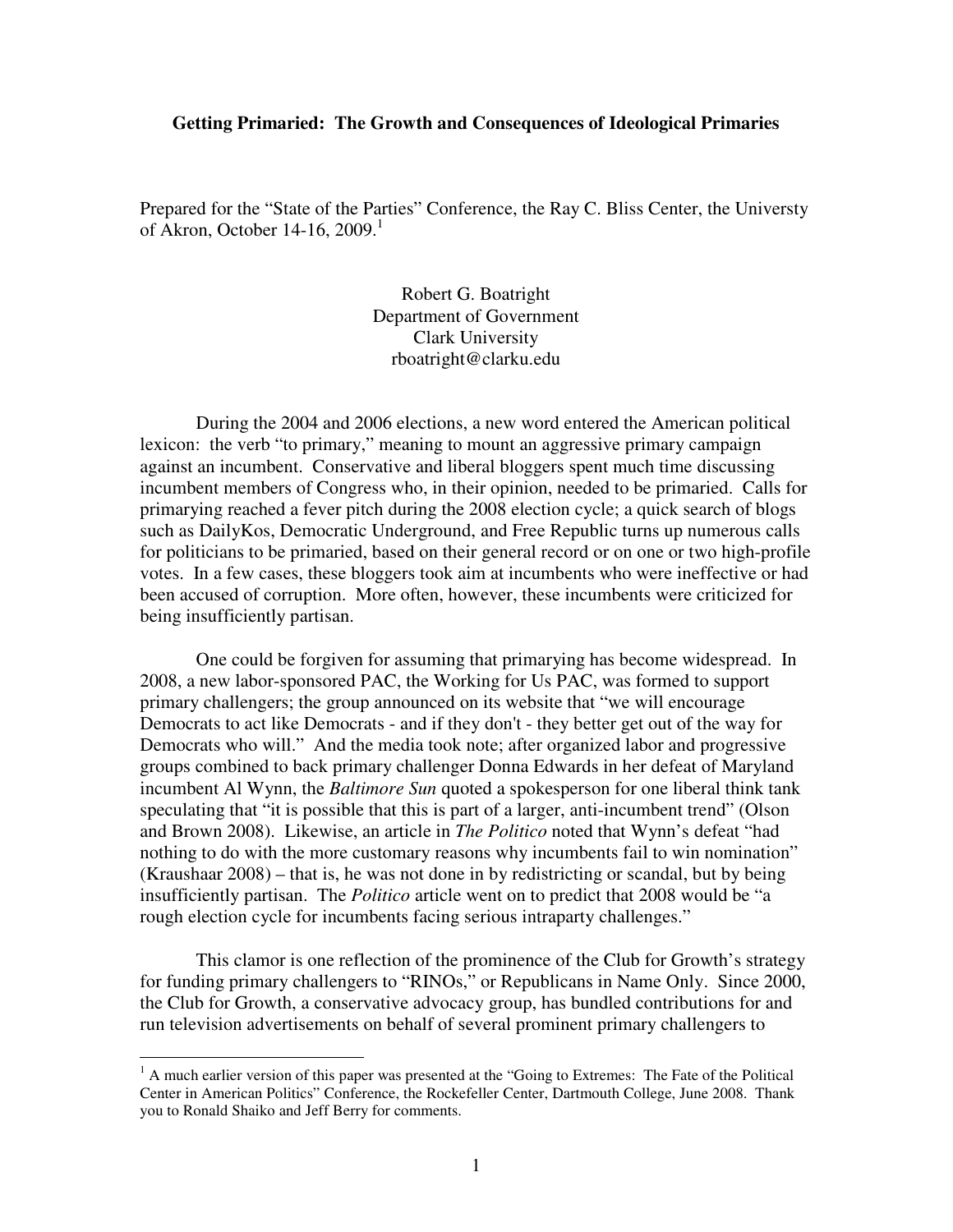**Getting Primaried: The Growth and Consequences of Ideological Primaries**

Prepared for the "State of the Parties" Conference, the Ray C. Bliss Center, the Universty of Akron, October 14-16, 2009.[1]

Robert G. Boatright
Department of Government
Clark University
rboatright@clarku.edu

During the 2004 and 2006 elections, a new word entered the American political lexicon: the verb "to primary," meaning to mount an aggressive primary campaign against an incumbent. Conservative and liberal bloggers spent much time discussing incumbent members of Congress who, in their opinion, needed to be primaried. Calls for primarying reached a fever pitch during the 2008 election cycle; a quick search of blogs such as DailyKos, Democratic Underground, and Free Republic turns up numerous calls for politicians to be primaried, based on their general record or on one or two high-profile votes. In a few cases, these bloggers took aim at incumbents who were ineffective or had been accused of corruption. More often, however, these incumbents were criticized for being insufficiently partisan.

One could be forgiven for assuming that primarying has become widespread. In 2008, a new labor-sponsored PAC, the Working for Us PAC, was formed to support primary challengers; the group announced on its website that "we will encourage Democrats to act like Democrats - and if they don't - they better get out of the way for Democrats who will." And the media took note; after organized labor and progressive groups combined to back primary challenger Donna Edwards in her defeat of Maryland incumbent Al Wynn, the *Baltimore Sun* quoted a spokesperson for one liberal think tank speculating that "it is possible that this is part of a larger, anti-incumbent trend" (Olson and Brown 2008). Likewise, an article in *The Politico* noted that Wynn's defeat "had nothing to do with the more customary reasons why incumbents fail to win nomination" (Kraushaar 2008) – that is, he was not done in by redistricting or scandal, but by being insufficiently partisan. The *Politico* article went on to predict that 2008 would be "a rough election cycle for incumbents facing serious intraparty challenges."

This clamor is one reflection of the prominence of the Club for Growth's strategy for funding primary challengers to "RINOs," or Republicans in Name Only. Since 2000, the Club for Growth, a conservative advocacy group, has bundled contributions for and run television advertisements on behalf of several prominent primary challengers to

[1] A much earlier version of this paper was presented at the "Going to Extremes: The Fate of the Political Center in American Politics" Conference, the Rockefeller Center, Dartmouth College, June 2008. Thank you to Ronald Shaiko and Jeff Berry for comments.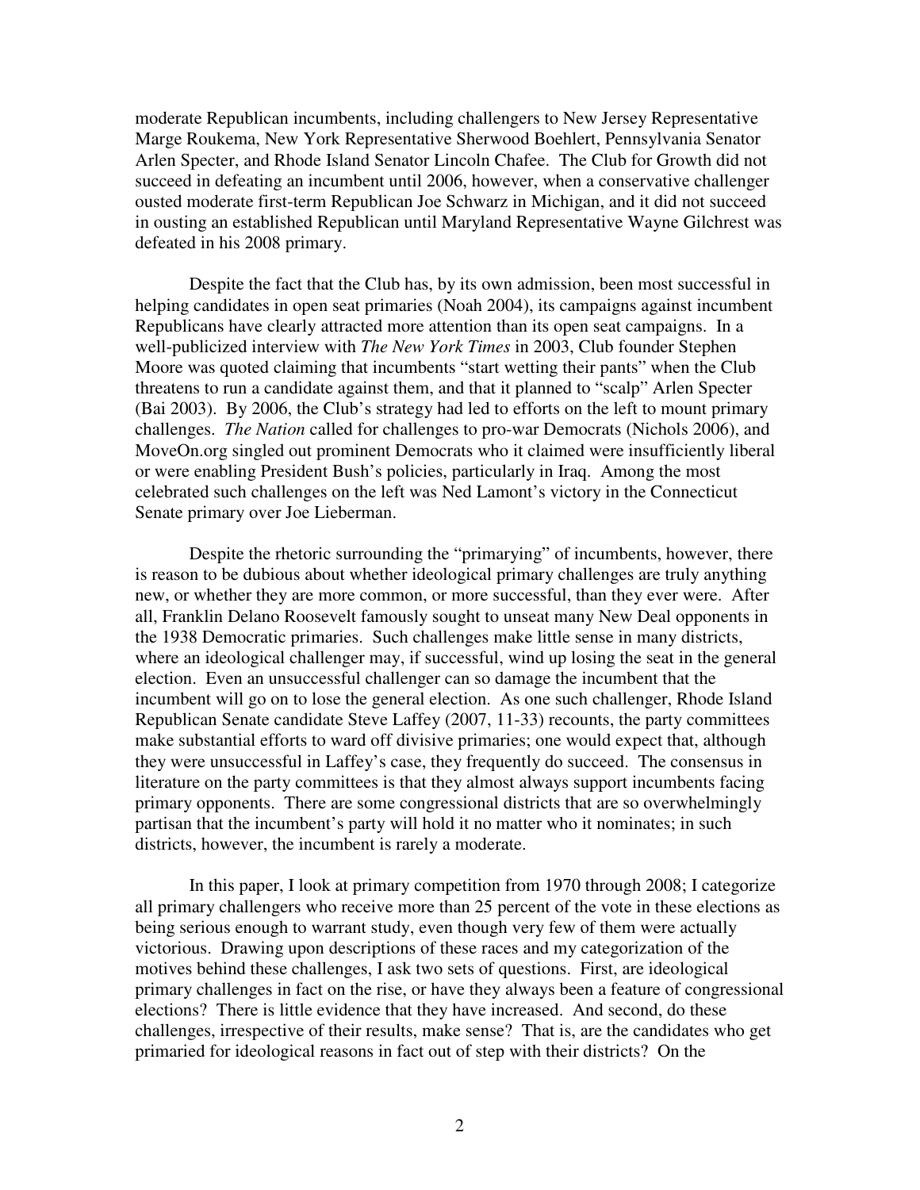moderate Republican incumbents, including challengers to New Jersey Representative Marge Roukema, New York Representative Sherwood Boehlert, Pennsylvania Senator Arlen Specter, and Rhode Island Senator Lincoln Chafee. The Club for Growth did not succeed in defeating an incumbent until 2006, however, when a conservative challenger ousted moderate first-term Republican Joe Schwarz in Michigan, and it did not succeed in ousting an established Republican until Maryland Representative Wayne Gilchrest was defeated in his 2008 primary.

Despite the fact that the Club has, by its own admission, been most successful in helping candidates in open seat primaries (Noah 2004), its campaigns against incumbent Republicans have clearly attracted more attention than its open seat campaigns. In a well-publicized interview with *The New York Times* in 2003, Club founder Stephen Moore was quoted claiming that incumbents "start wetting their pants" when the Club threatens to run a candidate against them, and that it planned to "scalp" Arlen Specter (Bai 2003). By 2006, the Club's strategy had led to efforts on the left to mount primary challenges. *The Nation* called for challenges to pro-war Democrats (Nichols 2006), and MoveOn.org singled out prominent Democrats who it claimed were insufficiently liberal or were enabling President Bush's policies, particularly in Iraq. Among the most celebrated such challenges on the left was Ned Lamont's victory in the Connecticut Senate primary over Joe Lieberman.

Despite the rhetoric surrounding the "primarying" of incumbents, however, there is reason to be dubious about whether ideological primary challenges are truly anything new, or whether they are more common, or more successful, than they ever were. After all, Franklin Delano Roosevelt famously sought to unseat many New Deal opponents in the 1938 Democratic primaries. Such challenges make little sense in many districts, where an ideological challenger may, if successful, wind up losing the seat in the general election. Even an unsuccessful challenger can so damage the incumbent that the incumbent will go on to lose the general election. As one such challenger, Rhode Island Republican Senate candidate Steve Laffey (2007, 11-33) recounts, the party committees make substantial efforts to ward off divisive primaries; one would expect that, although they were unsuccessful in Laffey's case, they frequently do succeed. The consensus in literature on the party committees is that they almost always support incumbents facing primary opponents. There are some congressional districts that are so overwhelmingly partisan that the incumbent's party will hold it no matter who it nominates; in such districts, however, the incumbent is rarely a moderate.

In this paper, I look at primary competition from 1970 through 2008; I categorize all primary challengers who receive more than 25 percent of the vote in these elections as being serious enough to warrant study, even though very few of them were actually victorious. Drawing upon descriptions of these races and my categorization of the motives behind these challenges, I ask two sets of questions. First, are ideological primary challenges in fact on the rise, or have they always been a feature of congressional elections? There is little evidence that they have increased. And second, do these challenges, irrespective of their results, make sense? That is, are the candidates who get primaried for ideological reasons in fact out of step with their districts? On the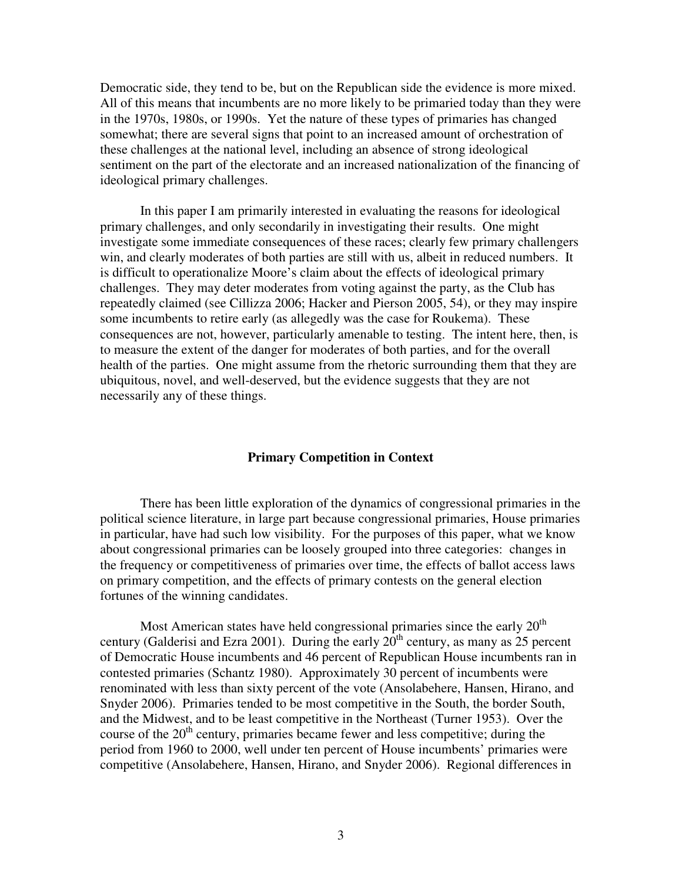Democratic side, they tend to be, but on the Republican side the evidence is more mixed. All of this means that incumbents are no more likely to be primaried today than they were in the 1970s, 1980s, or 1990s. Yet the nature of these types of primaries has changed somewhat; there are several signs that point to an increased amount of orchestration of these challenges at the national level, including an absence of strong ideological sentiment on the part of the electorate and an increased nationalization of the financing of ideological primary challenges.

In this paper I am primarily interested in evaluating the reasons for ideological primary challenges, and only secondarily in investigating their results. One might investigate some immediate consequences of these races; clearly few primary challengers win, and clearly moderates of both parties are still with us, albeit in reduced numbers. It is difficult to operationalize Moore's claim about the effects of ideological primary challenges. They may deter moderates from voting against the party, as the Club has repeatedly claimed (see Cillizza 2006; Hacker and Pierson 2005, 54), or they may inspire some incumbents to retire early (as allegedly was the case for Roukema). These consequences are not, however, particularly amenable to testing. The intent here, then, is to measure the extent of the danger for moderates of both parties, and for the overall health of the parties. One might assume from the rhetoric surrounding them that they are ubiquitous, novel, and well-deserved, but the evidence suggests that they are not necessarily any of these things.

## Primary Competition in Context

There has been little exploration of the dynamics of congressional primaries in the political science literature, in large part because congressional primaries, House primaries in particular, have had such low visibility. For the purposes of this paper, what we know about congressional primaries can be loosely grouped into three categories: changes in the frequency or competitiveness of primaries over time, the effects of ballot access laws on primary competition, and the effects of primary contests on the general election fortunes of the winning candidates.

Most American states have held congressional primaries since the early 20th century (Galderisi and Ezra 2001). During the early 20th century, as many as 25 percent of Democratic House incumbents and 46 percent of Republican House incumbents ran in contested primaries (Schantz 1980). Approximately 30 percent of incumbents were renominated with less than sixty percent of the vote (Ansolabehere, Hansen, Hirano, and Snyder 2006). Primaries tended to be most competitive in the South, the border South, and the Midwest, and to be least competitive in the Northeast (Turner 1953). Over the course of the 20th century, primaries became fewer and less competitive; during the period from 1960 to 2000, well under ten percent of House incumbents' primaries were competitive (Ansolabehere, Hansen, Hirano, and Snyder 2006). Regional differences in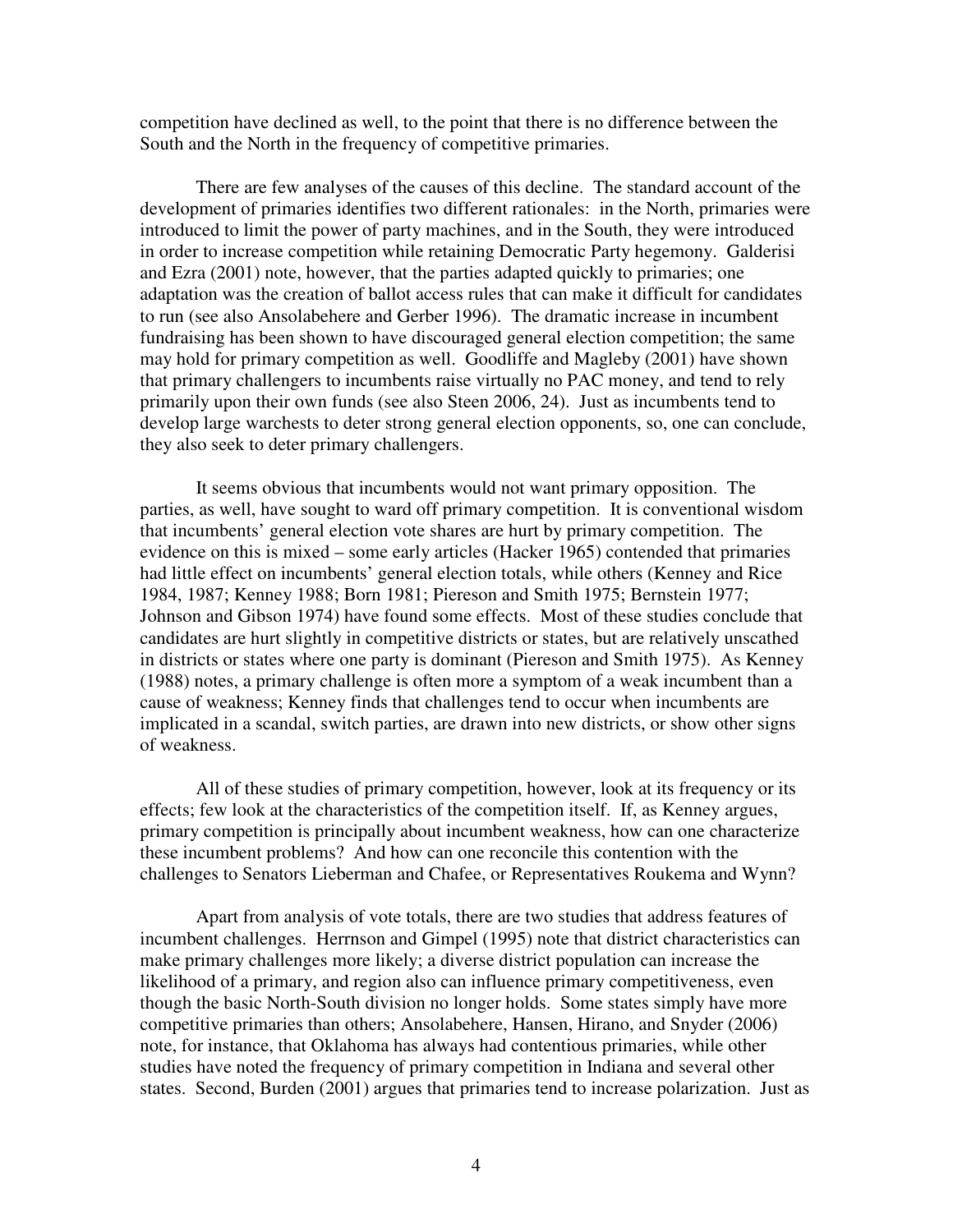competition have declined as well, to the point that there is no difference between the South and the North in the frequency of competitive primaries.

There are few analyses of the causes of this decline. The standard account of the development of primaries identifies two different rationales: in the North, primaries were introduced to limit the power of party machines, and in the South, they were introduced in order to increase competition while retaining Democratic Party hegemony. Galderisi and Ezra (2001) note, however, that the parties adapted quickly to primaries; one adaptation was the creation of ballot access rules that can make it difficult for candidates to run (see also Ansolabehere and Gerber 1996). The dramatic increase in incumbent fundraising has been shown to have discouraged general election competition; the same may hold for primary competition as well. Goodliffe and Magleby (2001) have shown that primary challengers to incumbents raise virtually no PAC money, and tend to rely primarily upon their own funds (see also Steen 2006, 24). Just as incumbents tend to develop large warchests to deter strong general election opponents, so, one can conclude, they also seek to deter primary challengers.

It seems obvious that incumbents would not want primary opposition. The parties, as well, have sought to ward off primary competition. It is conventional wisdom that incumbents' general election vote shares are hurt by primary competition. The evidence on this is mixed – some early articles (Hacker 1965) contended that primaries had little effect on incumbents' general election totals, while others (Kenney and Rice 1984, 1987; Kenney 1988; Born 1981; Piereson and Smith 1975; Bernstein 1977; Johnson and Gibson 1974) have found some effects. Most of these studies conclude that candidates are hurt slightly in competitive districts or states, but are relatively unscathed in districts or states where one party is dominant (Piereson and Smith 1975). As Kenney (1988) notes, a primary challenge is often more a symptom of a weak incumbent than a cause of weakness; Kenney finds that challenges tend to occur when incumbents are implicated in a scandal, switch parties, are drawn into new districts, or show other signs of weakness.

All of these studies of primary competition, however, look at its frequency or its effects; few look at the characteristics of the competition itself. If, as Kenney argues, primary competition is principally about incumbent weakness, how can one characterize these incumbent problems? And how can one reconcile this contention with the challenges to Senators Lieberman and Chafee, or Representatives Roukema and Wynn?

Apart from analysis of vote totals, there are two studies that address features of incumbent challenges. Herrnson and Gimpel (1995) note that district characteristics can make primary challenges more likely; a diverse district population can increase the likelihood of a primary, and region also can influence primary competitiveness, even though the basic North-South division no longer holds. Some states simply have more competitive primaries than others; Ansolabehere, Hansen, Hirano, and Snyder (2006) note, for instance, that Oklahoma has always had contentious primaries, while other studies have noted the frequency of primary competition in Indiana and several other states. Second, Burden (2001) argues that primaries tend to increase polarization. Just as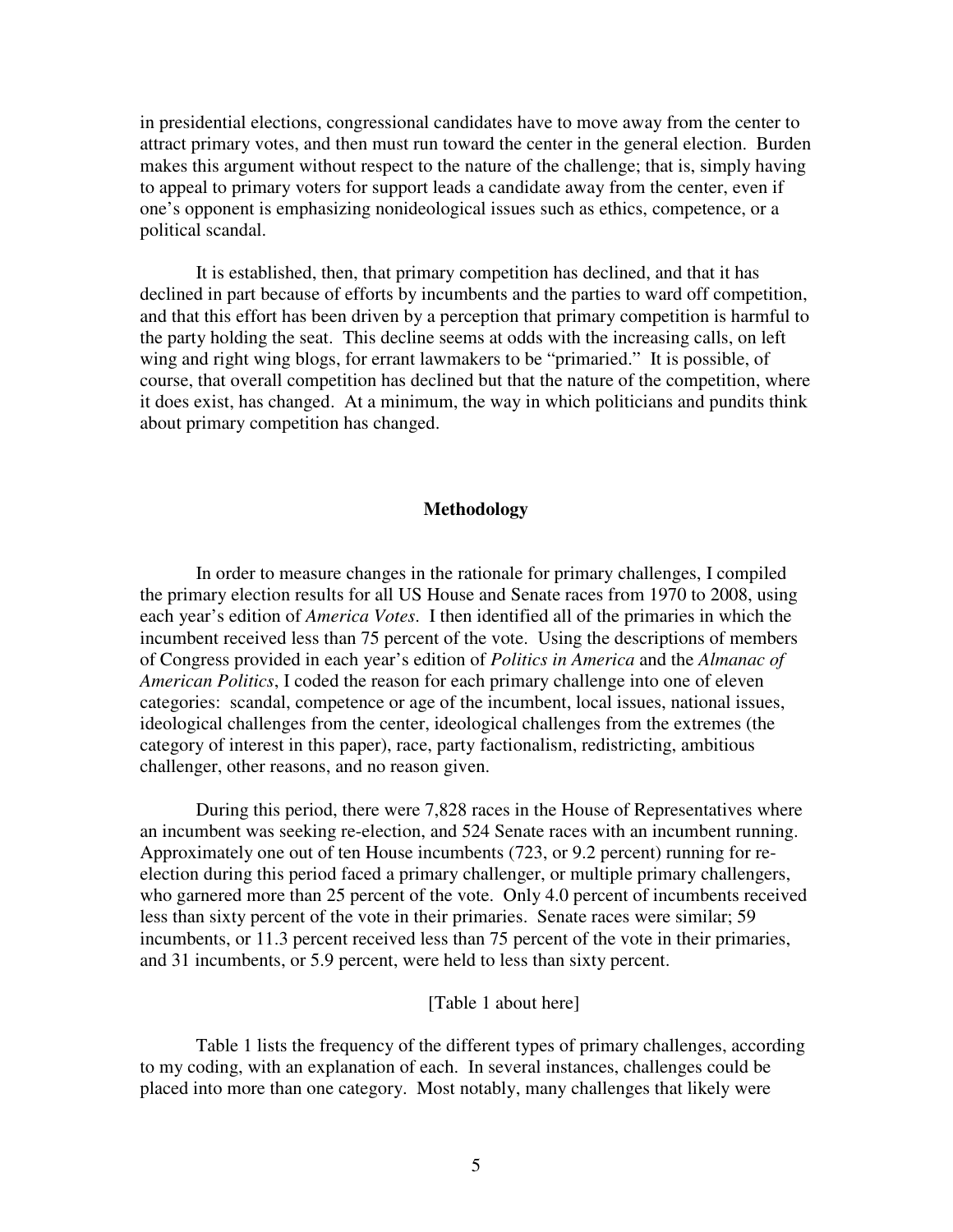in presidential elections, congressional candidates have to move away from the center to attract primary votes, and then must run toward the center in the general election. Burden makes this argument without respect to the nature of the challenge; that is, simply having to appeal to primary voters for support leads a candidate away from the center, even if one's opponent is emphasizing nonideological issues such as ethics, competence, or a political scandal.

It is established, then, that primary competition has declined, and that it has declined in part because of efforts by incumbents and the parties to ward off competition, and that this effort has been driven by a perception that primary competition is harmful to the party holding the seat. This decline seems at odds with the increasing calls, on left wing and right wing blogs, for errant lawmakers to be "primaried." It is possible, of course, that overall competition has declined but that the nature of the competition, where it does exist, has changed. At a minimum, the way in which politicians and pundits think about primary competition has changed.

## Methodology

In order to measure changes in the rationale for primary challenges, I compiled the primary election results for all US House and Senate races from 1970 to 2008, using each year's edition of *America Votes*. I then identified all of the primaries in which the incumbent received less than 75 percent of the vote. Using the descriptions of members of Congress provided in each year's edition of *Politics in America* and the *Almanac of American Politics*, I coded the reason for each primary challenge into one of eleven categories: scandal, competence or age of the incumbent, local issues, national issues, ideological challenges from the center, ideological challenges from the extremes (the category of interest in this paper), race, party factionalism, redistricting, ambitious challenger, other reasons, and no reason given.

During this period, there were 7,828 races in the House of Representatives where an incumbent was seeking re-election, and 524 Senate races with an incumbent running. Approximately one out of ten House incumbents (723, or 9.2 percent) running for re-election during this period faced a primary challenger, or multiple primary challengers, who garnered more than 25 percent of the vote. Only 4.0 percent of incumbents received less than sixty percent of the vote in their primaries. Senate races were similar; 59 incumbents, or 11.3 percent received less than 75 percent of the vote in their primaries, and 31 incumbents, or 5.9 percent, were held to less than sixty percent.

[Table 1 about here]

Table 1 lists the frequency of the different types of primary challenges, according to my coding, with an explanation of each. In several instances, challenges could be placed into more than one category. Most notably, many challenges that likely were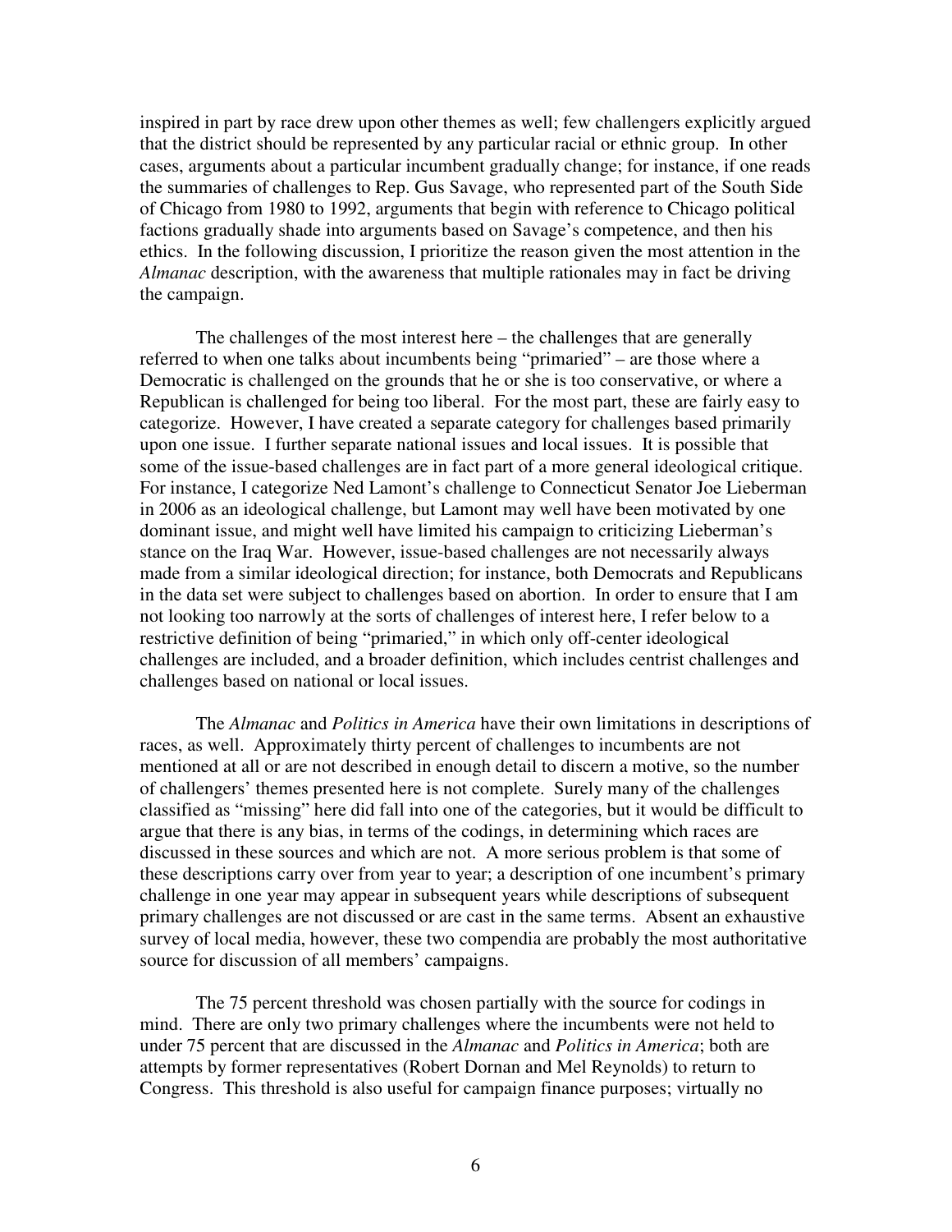inspired in part by race drew upon other themes as well; few challengers explicitly argued that the district should be represented by any particular racial or ethnic group. In other cases, arguments about a particular incumbent gradually change; for instance, if one reads the summaries of challenges to Rep. Gus Savage, who represented part of the South Side of Chicago from 1980 to 1992, arguments that begin with reference to Chicago political factions gradually shade into arguments based on Savage's competence, and then his ethics. In the following discussion, I prioritize the reason given the most attention in the *Almanac* description, with the awareness that multiple rationales may in fact be driving the campaign.

The challenges of the most interest here – the challenges that are generally referred to when one talks about incumbents being "primaried" – are those where a Democratic is challenged on the grounds that he or she is too conservative, or where a Republican is challenged for being too liberal. For the most part, these are fairly easy to categorize. However, I have created a separate category for challenges based primarily upon one issue. I further separate national issues and local issues. It is possible that some of the issue-based challenges are in fact part of a more general ideological critique. For instance, I categorize Ned Lamont's challenge to Connecticut Senator Joe Lieberman in 2006 as an ideological challenge, but Lamont may well have been motivated by one dominant issue, and might well have limited his campaign to criticizing Lieberman's stance on the Iraq War. However, issue-based challenges are not necessarily always made from a similar ideological direction; for instance, both Democrats and Republicans in the data set were subject to challenges based on abortion. In order to ensure that I am not looking too narrowly at the sorts of challenges of interest here, I refer below to a restrictive definition of being "primaried," in which only off-center ideological challenges are included, and a broader definition, which includes centrist challenges and challenges based on national or local issues.

The *Almanac* and *Politics in America* have their own limitations in descriptions of races, as well. Approximately thirty percent of challenges to incumbents are not mentioned at all or are not described in enough detail to discern a motive, so the number of challengers' themes presented here is not complete. Surely many of the challenges classified as "missing" here did fall into one of the categories, but it would be difficult to argue that there is any bias, in terms of the codings, in determining which races are discussed in these sources and which are not. A more serious problem is that some of these descriptions carry over from year to year; a description of one incumbent's primary challenge in one year may appear in subsequent years while descriptions of subsequent primary challenges are not discussed or are cast in the same terms. Absent an exhaustive survey of local media, however, these two compendia are probably the most authoritative source for discussion of all members' campaigns.

The 75 percent threshold was chosen partially with the source for codings in mind. There are only two primary challenges where the incumbents were not held to under 75 percent that are discussed in the *Almanac* and *Politics in America*; both are attempts by former representatives (Robert Dornan and Mel Reynolds) to return to Congress. This threshold is also useful for campaign finance purposes; virtually no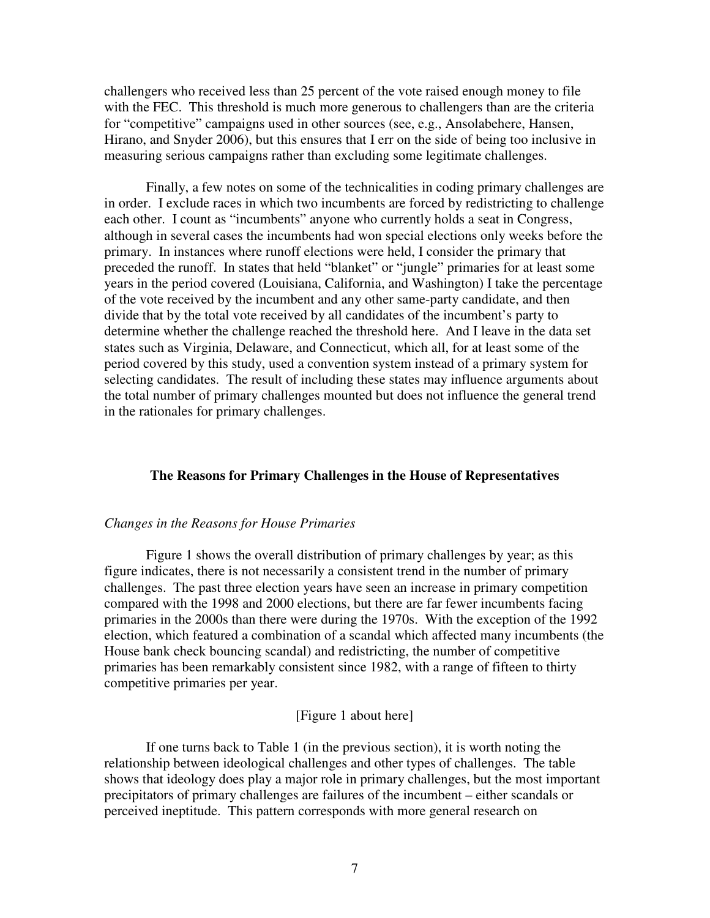challengers who received less than 25 percent of the vote raised enough money to file with the FEC. This threshold is much more generous to challengers than are the criteria for "competitive" campaigns used in other sources (see, e.g., Ansolabehere, Hansen, Hirano, and Snyder 2006), but this ensures that I err on the side of being too inclusive in measuring serious campaigns rather than excluding some legitimate challenges.

Finally, a few notes on some of the technicalities in coding primary challenges are in order. I exclude races in which two incumbents are forced by redistricting to challenge each other. I count as "incumbents" anyone who currently holds a seat in Congress, although in several cases the incumbents had won special elections only weeks before the primary. In instances where runoff elections were held, I consider the primary that preceded the runoff. In states that held "blanket" or "jungle" primaries for at least some years in the period covered (Louisiana, California, and Washington) I take the percentage of the vote received by the incumbent and any other same-party candidate, and then divide that by the total vote received by all candidates of the incumbent's party to determine whether the challenge reached the threshold here. And I leave in the data set states such as Virginia, Delaware, and Connecticut, which all, for at least some of the period covered by this study, used a convention system instead of a primary system for selecting candidates. The result of including these states may influence arguments about the total number of primary challenges mounted but does not influence the general trend in the rationales for primary challenges.

## The Reasons for Primary Challenges in the House of Representatives

### *Changes in the Reasons for House Primaries*

Figure 1 shows the overall distribution of primary challenges by year; as this figure indicates, there is not necessarily a consistent trend in the number of primary challenges. The past three election years have seen an increase in primary competition compared with the 1998 and 2000 elections, but there are far fewer incumbents facing primaries in the 2000s than there were during the 1970s. With the exception of the 1992 election, which featured a combination of a scandal which affected many incumbents (the House bank check bouncing scandal) and redistricting, the number of competitive primaries has been remarkably consistent since 1982, with a range of fifteen to thirty competitive primaries per year.

[Figure 1 about here]

If one turns back to Table 1 (in the previous section), it is worth noting the relationship between ideological challenges and other types of challenges. The table shows that ideology does play a major role in primary challenges, but the most important precipitators of primary challenges are failures of the incumbent – either scandals or perceived ineptitude. This pattern corresponds with more general research on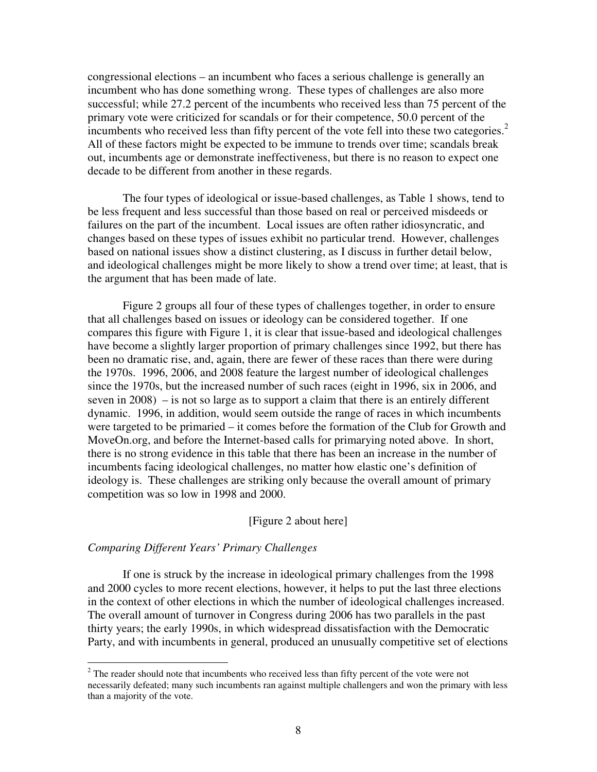congressional elections – an incumbent who faces a serious challenge is generally an incumbent who has done something wrong. These types of challenges are also more successful; while 27.2 percent of the incumbents who received less than 75 percent of the primary vote were criticized for scandals or for their competence, 50.0 percent of the incumbents who received less than fifty percent of the vote fell into these two categories.[2] All of these factors might be expected to be immune to trends over time; scandals break out, incumbents age or demonstrate ineffectiveness, but there is no reason to expect one decade to be different from another in these regards.

The four types of ideological or issue-based challenges, as Table 1 shows, tend to be less frequent and less successful than those based on real or perceived misdeeds or failures on the part of the incumbent. Local issues are often rather idiosyncratic, and changes based on these types of issues exhibit no particular trend. However, challenges based on national issues show a distinct clustering, as I discuss in further detail below, and ideological challenges might be more likely to show a trend over time; at least, that is the argument that has been made of late.

Figure 2 groups all four of these types of challenges together, in order to ensure that all challenges based on issues or ideology can be considered together. If one compares this figure with Figure 1, it is clear that issue-based and ideological challenges have become a slightly larger proportion of primary challenges since 1992, but there has been no dramatic rise, and, again, there are fewer of these races than there were during the 1970s. 1996, 2006, and 2008 feature the largest number of ideological challenges since the 1970s, but the increased number of such races (eight in 1996, six in 2006, and seven in 2008) – is not so large as to support a claim that there is an entirely different dynamic. 1996, in addition, would seem outside the range of races in which incumbents were targeted to be primaried – it comes before the formation of the Club for Growth and MoveOn.org, and before the Internet-based calls for primarying noted above. In short, there is no strong evidence in this table that there has been an increase in the number of incumbents facing ideological challenges, no matter how elastic one's definition of ideology is. These challenges are striking only because the overall amount of primary competition was so low in 1998 and 2000.

[Figure 2 about here]

*Comparing Different Years' Primary Challenges*

If one is struck by the increase in ideological primary challenges from the 1998 and 2000 cycles to more recent elections, however, it helps to put the last three elections in the context of other elections in which the number of ideological challenges increased. The overall amount of turnover in Congress during 2006 has two parallels in the past thirty years; the early 1990s, in which widespread dissatisfaction with the Democratic Party, and with incumbents in general, produced an unusually competitive set of elections

[2] The reader should note that incumbents who received less than fifty percent of the vote were not necessarily defeated; many such incumbents ran against multiple challengers and won the primary with less than a majority of the vote.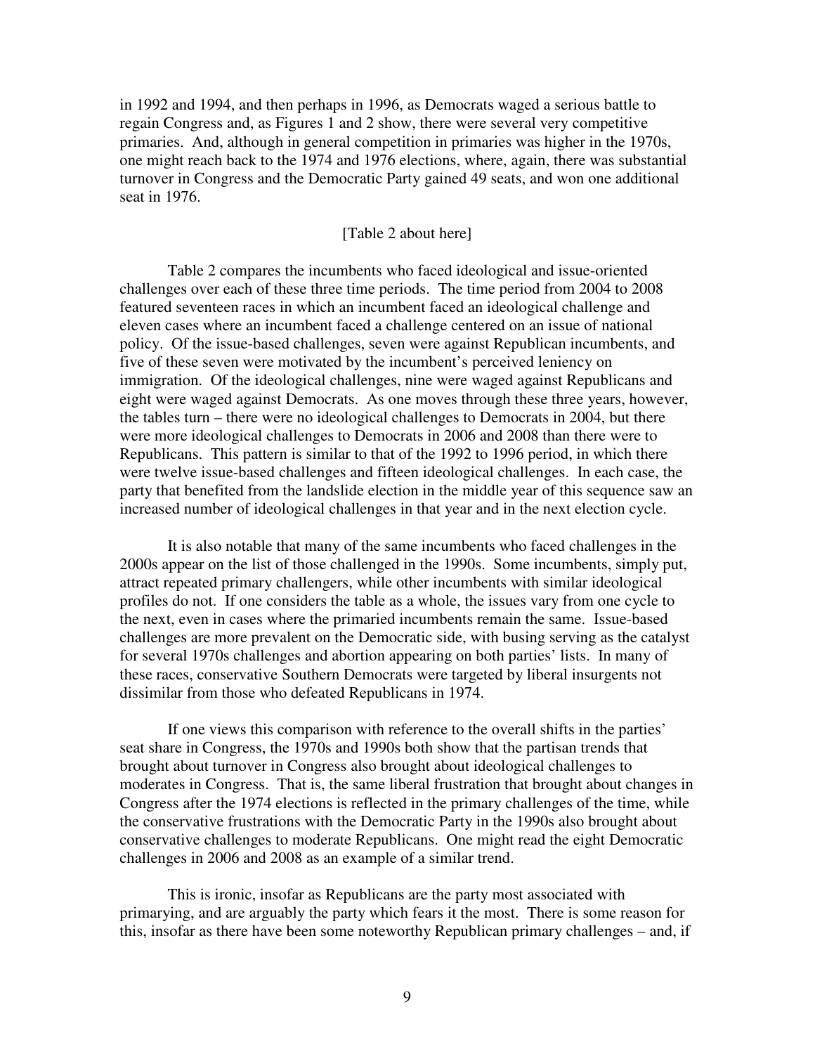in 1992 and 1994, and then perhaps in 1996, as Democrats waged a serious battle to regain Congress and, as Figures 1 and 2 show, there were several very competitive primaries. And, although in general competition in primaries was higher in the 1970s, one might reach back to the 1974 and 1976 elections, where, again, there was substantial turnover in Congress and the Democratic Party gained 49 seats, and won one additional seat in 1976.

[Table 2 about here]

Table 2 compares the incumbents who faced ideological and issue-oriented challenges over each of these three time periods. The time period from 2004 to 2008 featured seventeen races in which an incumbent faced an ideological challenge and eleven cases where an incumbent faced a challenge centered on an issue of national policy. Of the issue-based challenges, seven were against Republican incumbents, and five of these seven were motivated by the incumbent's perceived leniency on immigration. Of the ideological challenges, nine were waged against Republicans and eight were waged against Democrats. As one moves through these three years, however, the tables turn – there were no ideological challenges to Democrats in 2004, but there were more ideological challenges to Democrats in 2006 and 2008 than there were to Republicans. This pattern is similar to that of the 1992 to 1996 period, in which there were twelve issue-based challenges and fifteen ideological challenges. In each case, the party that benefited from the landslide election in the middle year of this sequence saw an increased number of ideological challenges in that year and in the next election cycle.

It is also notable that many of the same incumbents who faced challenges in the 2000s appear on the list of those challenged in the 1990s. Some incumbents, simply put, attract repeated primary challengers, while other incumbents with similar ideological profiles do not. If one considers the table as a whole, the issues vary from one cycle to the next, even in cases where the primaried incumbents remain the same. Issue-based challenges are more prevalent on the Democratic side, with busing serving as the catalyst for several 1970s challenges and abortion appearing on both parties' lists. In many of these races, conservative Southern Democrats were targeted by liberal insurgents not dissimilar from those who defeated Republicans in 1974.

If one views this comparison with reference to the overall shifts in the parties' seat share in Congress, the 1970s and 1990s both show that the partisan trends that brought about turnover in Congress also brought about ideological challenges to moderates in Congress. That is, the same liberal frustration that brought about changes in Congress after the 1974 elections is reflected in the primary challenges of the time, while the conservative frustrations with the Democratic Party in the 1990s also brought about conservative challenges to moderate Republicans. One might read the eight Democratic challenges in 2006 and 2008 as an example of a similar trend.

This is ironic, insofar as Republicans are the party most associated with primarying, and are arguably the party which fears it the most. There is some reason for this, insofar as there have been some noteworthy Republican primary challenges – and, if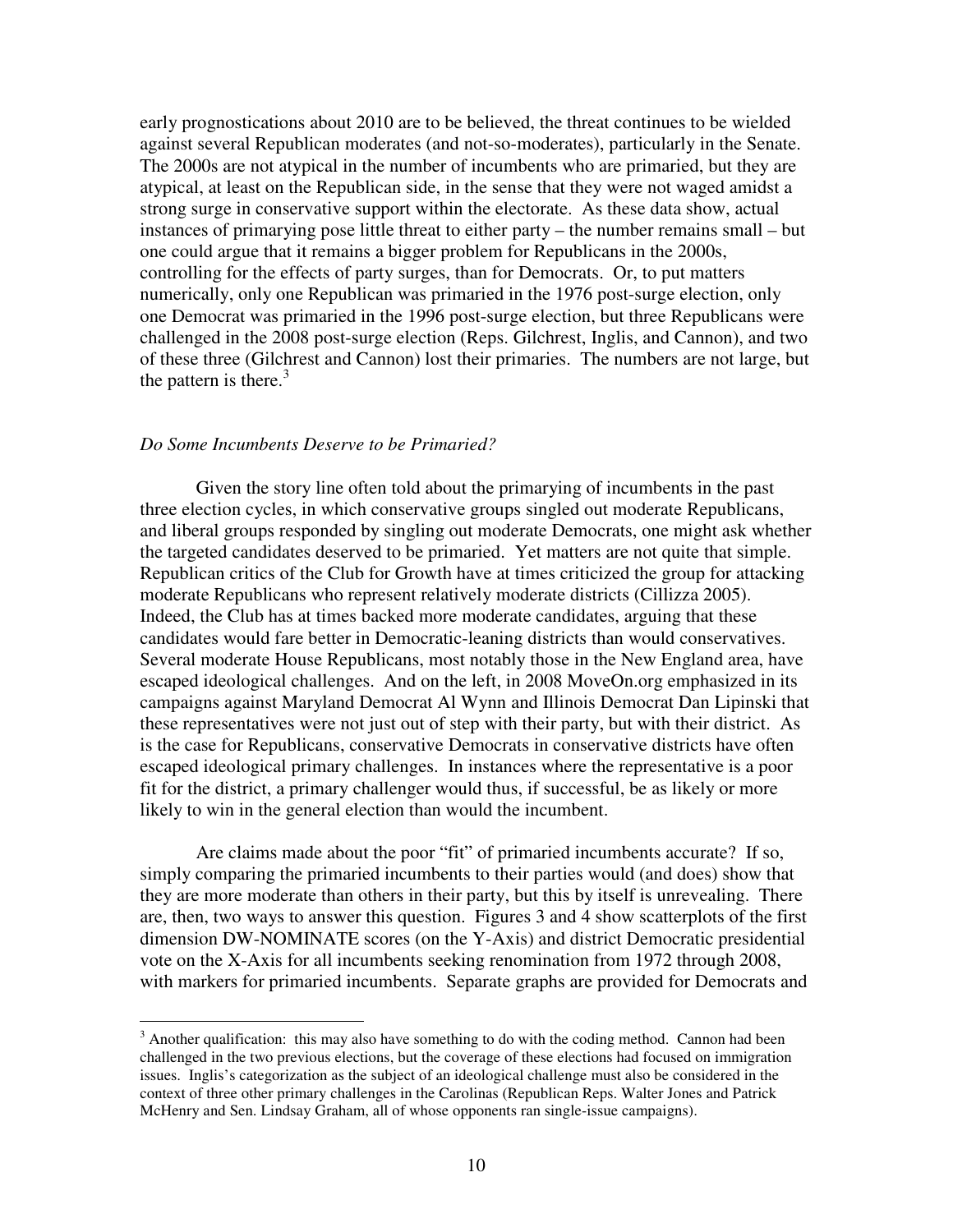early prognostications about 2010 are to be believed, the threat continues to be wielded against several Republican moderates (and not-so-moderates), particularly in the Senate. The 2000s are not atypical in the number of incumbents who are primaried, but they are atypical, at least on the Republican side, in the sense that they were not waged amidst a strong surge in conservative support within the electorate. As these data show, actual instances of primarying pose little threat to either party – the number remains small – but one could argue that it remains a bigger problem for Republicans in the 2000s, controlling for the effects of party surges, than for Democrats. Or, to put matters numerically, only one Republican was primaried in the 1976 post-surge election, only one Democrat was primaried in the 1996 post-surge election, but three Republicans were challenged in the 2008 post-surge election (Reps. Gilchrest, Inglis, and Cannon), and two of these three (Gilchrest and Cannon) lost their primaries. The numbers are not large, but the pattern is there.[3]

### *Do Some Incumbents Deserve to be Primaried?*

Given the story line often told about the primarying of incumbents in the past three election cycles, in which conservative groups singled out moderate Republicans, and liberal groups responded by singling out moderate Democrats, one might ask whether the targeted candidates deserved to be primaried. Yet matters are not quite that simple. Republican critics of the Club for Growth have at times criticized the group for attacking moderate Republicans who represent relatively moderate districts (Cillizza 2005). Indeed, the Club has at times backed more moderate candidates, arguing that these candidates would fare better in Democratic-leaning districts than would conservatives. Several moderate House Republicans, most notably those in the New England area, have escaped ideological challenges. And on the left, in 2008 MoveOn.org emphasized in its campaigns against Maryland Democrat Al Wynn and Illinois Democrat Dan Lipinski that these representatives were not just out of step with their party, but with their district. As is the case for Republicans, conservative Democrats in conservative districts have often escaped ideological primary challenges. In instances where the representative is a poor fit for the district, a primary challenger would thus, if successful, be as likely or more likely to win in the general election than would the incumbent.

Are claims made about the poor "fit" of primaried incumbents accurate? If so, simply comparing the primaried incumbents to their parties would (and does) show that they are more moderate than others in their party, but this by itself is unrevealing. There are, then, two ways to answer this question. Figures 3 and 4 show scatterplots of the first dimension DW-NOMINATE scores (on the Y-Axis) and district Democratic presidential vote on the X-Axis for all incumbents seeking renomination from 1972 through 2008, with markers for primaried incumbents. Separate graphs are provided for Democrats and

---

[3] Another qualification: this may also have something to do with the coding method. Cannon had been challenged in the two previous elections, but the coverage of these elections had focused on immigration issues. Inglis's categorization as the subject of an ideological challenge must also be considered in the context of three other primary challenges in the Carolinas (Republican Reps. Walter Jones and Patrick McHenry and Sen. Lindsay Graham, all of whose opponents ran single-issue campaigns).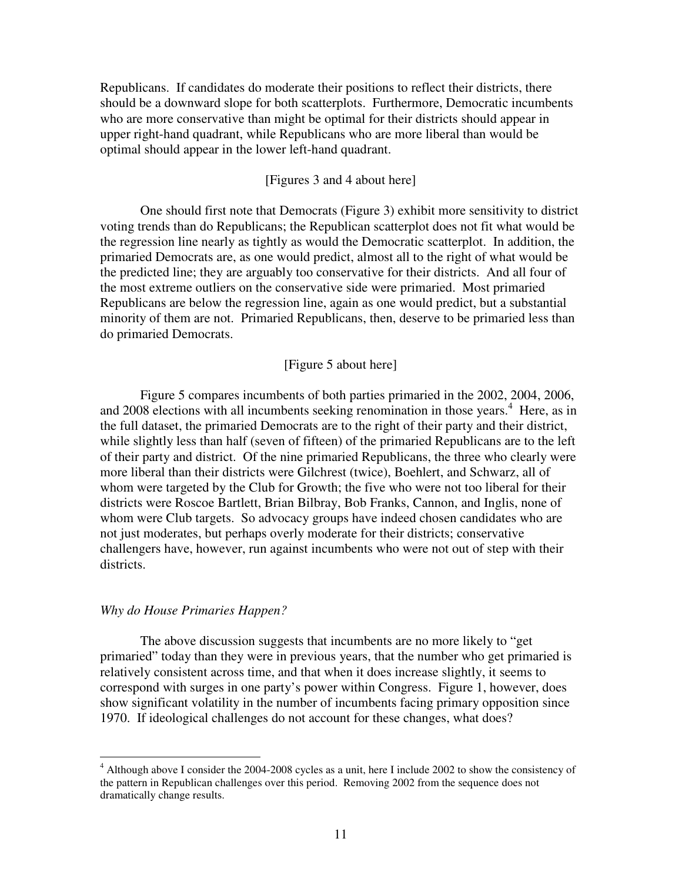Republicans. If candidates do moderate their positions to reflect their districts, there should be a downward slope for both scatterplots. Furthermore, Democratic incumbents who are more conservative than might be optimal for their districts should appear in upper right-hand quadrant, while Republicans who are more liberal than would be optimal should appear in the lower left-hand quadrant.

[Figures 3 and 4 about here]

One should first note that Democrats (Figure 3) exhibit more sensitivity to district voting trends than do Republicans; the Republican scatterplot does not fit what would be the regression line nearly as tightly as would the Democratic scatterplot. In addition, the primaried Democrats are, as one would predict, almost all to the right of what would be the predicted line; they are arguably too conservative for their districts. And all four of the most extreme outliers on the conservative side were primaried. Most primaried Republicans are below the regression line, again as one would predict, but a substantial minority of them are not. Primaried Republicans, then, deserve to be primaried less than do primaried Democrats.

[Figure 5 about here]

Figure 5 compares incumbents of both parties primaried in the 2002, 2004, 2006, and 2008 elections with all incumbents seeking renomination in those years.[4] Here, as in the full dataset, the primaried Democrats are to the right of their party and their district, while slightly less than half (seven of fifteen) of the primaried Republicans are to the left of their party and district. Of the nine primaried Republicans, the three who clearly were more liberal than their districts were Gilchrest (twice), Boehlert, and Schwarz, all of whom were targeted by the Club for Growth; the five who were not too liberal for their districts were Roscoe Bartlett, Brian Bilbray, Bob Franks, Cannon, and Inglis, none of whom were Club targets. So advocacy groups have indeed chosen candidates who are not just moderates, but perhaps overly moderate for their districts; conservative challengers have, however, run against incumbents who were not out of step with their districts.

### *Why do House Primaries Happen?*

The above discussion suggests that incumbents are no more likely to "get primaried" today than they were in previous years, that the number who get primaried is relatively consistent across time, and that when it does increase slightly, it seems to correspond with surges in one party's power within Congress. Figure 1, however, does show significant volatility in the number of incumbents facing primary opposition since 1970. If ideological challenges do not account for these changes, what does?

---

[4] Although above I consider the 2004-2008 cycles as a unit, here I include 2002 to show the consistency of the pattern in Republican challenges over this period. Removing 2002 from the sequence does not dramatically change results.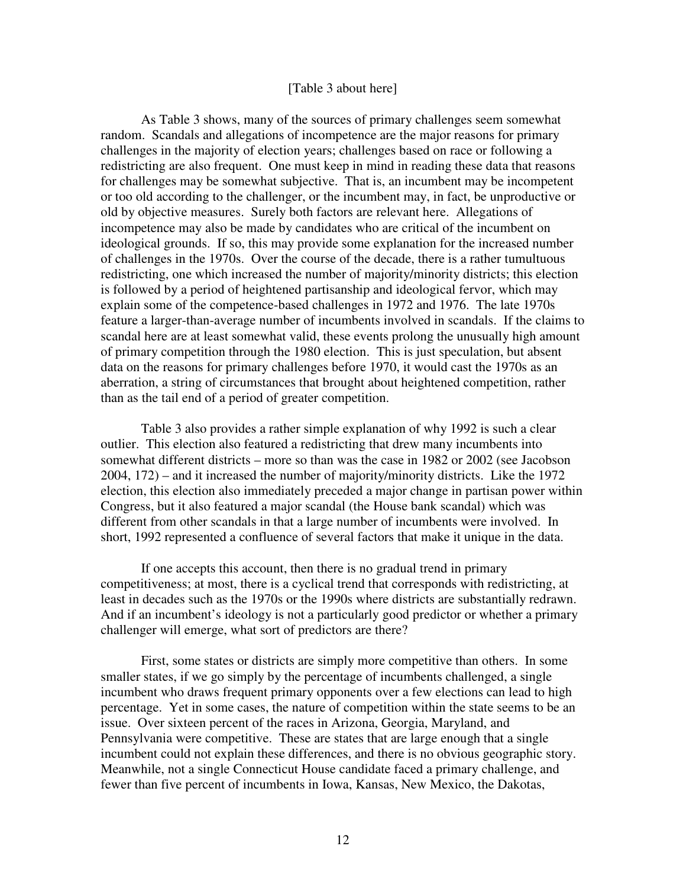[Table 3 about here]

As Table 3 shows, many of the sources of primary challenges seem somewhat random. Scandals and allegations of incompetence are the major reasons for primary challenges in the majority of election years; challenges based on race or following a redistricting are also frequent. One must keep in mind in reading these data that reasons for challenges may be somewhat subjective. That is, an incumbent may be incompetent or too old according to the challenger, or the incumbent may, in fact, be unproductive or old by objective measures. Surely both factors are relevant here. Allegations of incompetence may also be made by candidates who are critical of the incumbent on ideological grounds. If so, this may provide some explanation for the increased number of challenges in the 1970s. Over the course of the decade, there is a rather tumultuous redistricting, one which increased the number of majority/minority districts; this election is followed by a period of heightened partisanship and ideological fervor, which may explain some of the competence-based challenges in 1972 and 1976. The late 1970s feature a larger-than-average number of incumbents involved in scandals. If the claims to scandal here are at least somewhat valid, these events prolong the unusually high amount of primary competition through the 1980 election. This is just speculation, but absent data on the reasons for primary challenges before 1970, it would cast the 1970s as an aberration, a string of circumstances that brought about heightened competition, rather than as the tail end of a period of greater competition.

Table 3 also provides a rather simple explanation of why 1992 is such a clear outlier. This election also featured a redistricting that drew many incumbents into somewhat different districts – more so than was the case in 1982 or 2002 (see Jacobson 2004, 172) – and it increased the number of majority/minority districts. Like the 1972 election, this election also immediately preceded a major change in partisan power within Congress, but it also featured a major scandal (the House bank scandal) which was different from other scandals in that a large number of incumbents were involved. In short, 1992 represented a confluence of several factors that make it unique in the data.

If one accepts this account, then there is no gradual trend in primary competitiveness; at most, there is a cyclical trend that corresponds with redistricting, at least in decades such as the 1970s or the 1990s where districts are substantially redrawn. And if an incumbent's ideology is not a particularly good predictor or whether a primary challenger will emerge, what sort of predictors are there?

First, some states or districts are simply more competitive than others. In some smaller states, if we go simply by the percentage of incumbents challenged, a single incumbent who draws frequent primary opponents over a few elections can lead to high percentage. Yet in some cases, the nature of competition within the state seems to be an issue. Over sixteen percent of the races in Arizona, Georgia, Maryland, and Pennsylvania were competitive. These are states that are large enough that a single incumbent could not explain these differences, and there is no obvious geographic story. Meanwhile, not a single Connecticut House candidate faced a primary challenge, and fewer than five percent of incumbents in Iowa, Kansas, New Mexico, the Dakotas,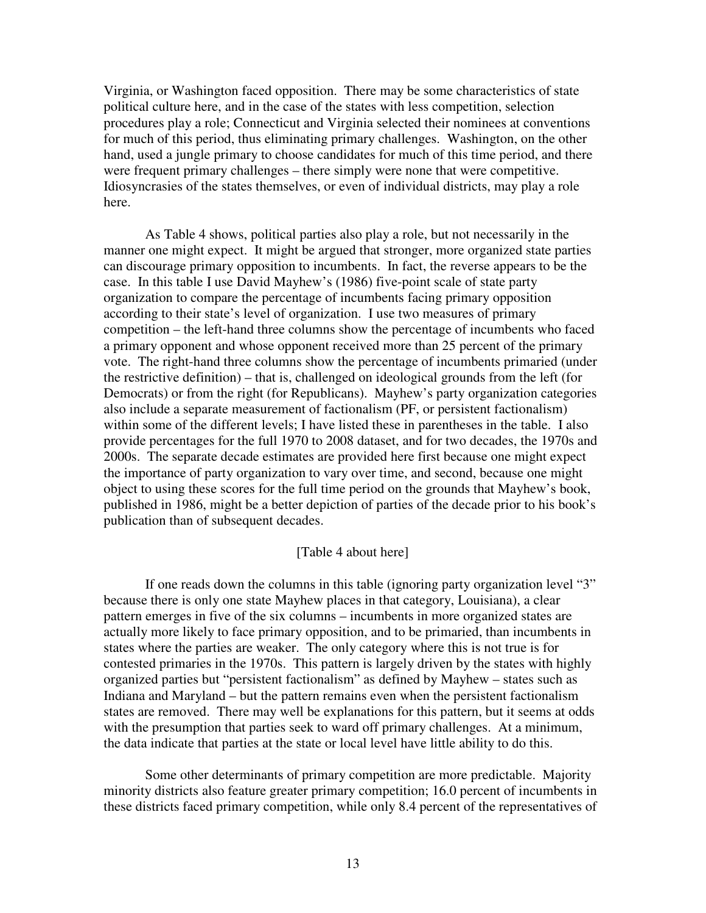Virginia, or Washington faced opposition. There may be some characteristics of state political culture here, and in the case of the states with less competition, selection procedures play a role; Connecticut and Virginia selected their nominees at conventions for much of this period, thus eliminating primary challenges. Washington, on the other hand, used a jungle primary to choose candidates for much of this time period, and there were frequent primary challenges – there simply were none that were competitive. Idiosyncrasies of the states themselves, or even of individual districts, may play a role here.

As Table 4 shows, political parties also play a role, but not necessarily in the manner one might expect. It might be argued that stronger, more organized state parties can discourage primary opposition to incumbents. In fact, the reverse appears to be the case. In this table I use David Mayhew's (1986) five-point scale of state party organization to compare the percentage of incumbents facing primary opposition according to their state's level of organization. I use two measures of primary competition – the left-hand three columns show the percentage of incumbents who faced a primary opponent and whose opponent received more than 25 percent of the primary vote. The right-hand three columns show the percentage of incumbents primaried (under the restrictive definition) – that is, challenged on ideological grounds from the left (for Democrats) or from the right (for Republicans). Mayhew's party organization categories also include a separate measurement of factionalism (PF, or persistent factionalism) within some of the different levels; I have listed these in parentheses in the table. I also provide percentages for the full 1970 to 2008 dataset, and for two decades, the 1970s and 2000s. The separate decade estimates are provided here first because one might expect the importance of party organization to vary over time, and second, because one might object to using these scores for the full time period on the grounds that Mayhew's book, published in 1986, might be a better depiction of parties of the decade prior to his book's publication than of subsequent decades.

[Table 4 about here]

If one reads down the columns in this table (ignoring party organization level "3" because there is only one state Mayhew places in that category, Louisiana), a clear pattern emerges in five of the six columns – incumbents in more organized states are actually more likely to face primary opposition, and to be primaried, than incumbents in states where the parties are weaker. The only category where this is not true is for contested primaries in the 1970s. This pattern is largely driven by the states with highly organized parties but "persistent factionalism" as defined by Mayhew – states such as Indiana and Maryland – but the pattern remains even when the persistent factionalism states are removed. There may well be explanations for this pattern, but it seems at odds with the presumption that parties seek to ward off primary challenges. At a minimum, the data indicate that parties at the state or local level have little ability to do this.

Some other determinants of primary competition are more predictable. Majority minority districts also feature greater primary competition; 16.0 percent of incumbents in these districts faced primary competition, while only 8.4 percent of the representatives of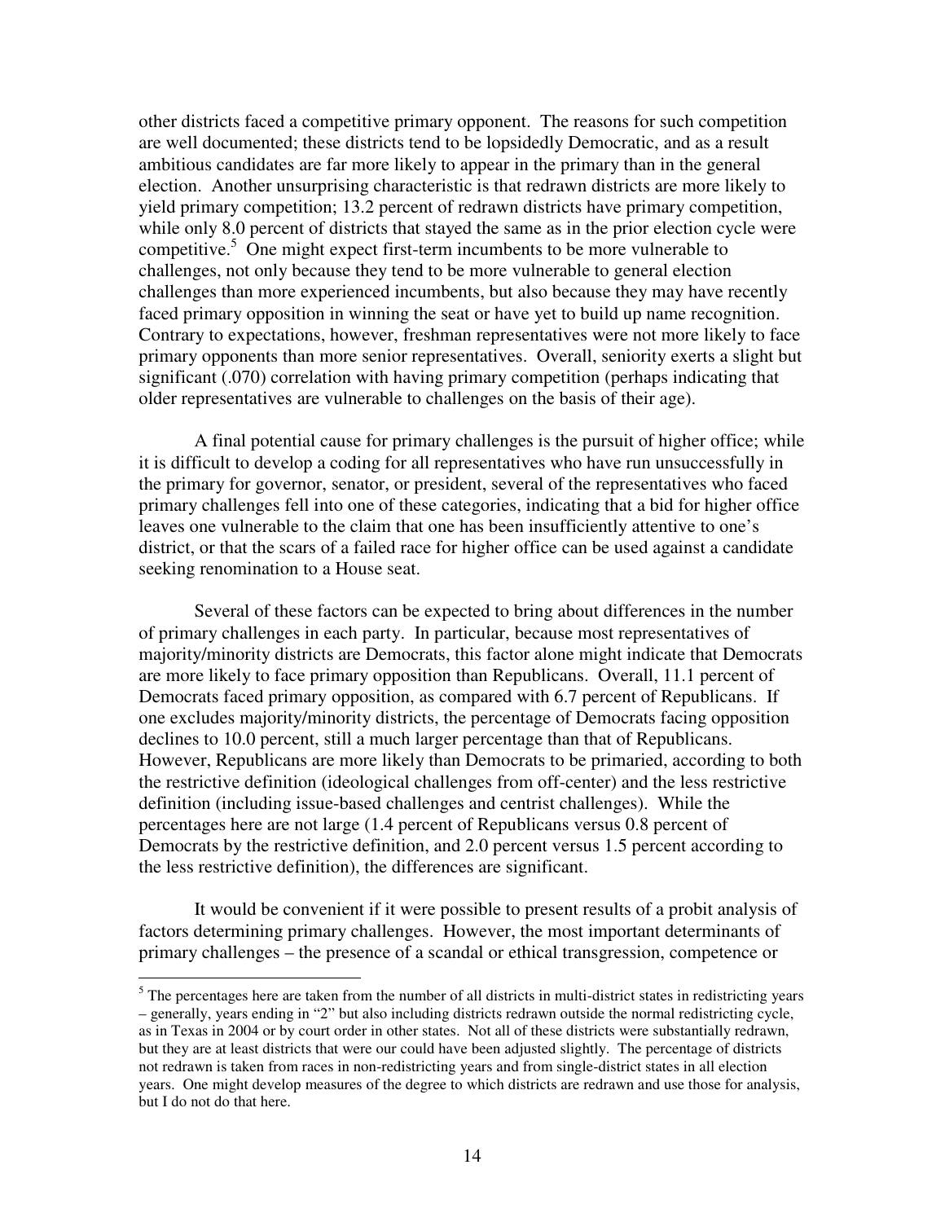other districts faced a competitive primary opponent. The reasons for such competition are well documented; these districts tend to be lopsidedly Democratic, and as a result ambitious candidates are far more likely to appear in the primary than in the general election. Another unsurprising characteristic is that redrawn districts are more likely to yield primary competition; 13.2 percent of redrawn districts have primary competition, while only 8.0 percent of districts that stayed the same as in the prior election cycle were competitive.[5] One might expect first-term incumbents to be more vulnerable to challenges, not only because they tend to be more vulnerable to general election challenges than more experienced incumbents, but also because they may have recently faced primary opposition in winning the seat or have yet to build up name recognition. Contrary to expectations, however, freshman representatives were not more likely to face primary opponents than more senior representatives. Overall, seniority exerts a slight but significant (.070) correlation with having primary competition (perhaps indicating that older representatives are vulnerable to challenges on the basis of their age).

A final potential cause for primary challenges is the pursuit of higher office; while it is difficult to develop a coding for all representatives who have run unsuccessfully in the primary for governor, senator, or president, several of the representatives who faced primary challenges fell into one of these categories, indicating that a bid for higher office leaves one vulnerable to the claim that one has been insufficiently attentive to one's district, or that the scars of a failed race for higher office can be used against a candidate seeking renomination to a House seat.

Several of these factors can be expected to bring about differences in the number of primary challenges in each party. In particular, because most representatives of majority/minority districts are Democrats, this factor alone might indicate that Democrats are more likely to face primary opposition than Republicans. Overall, 11.1 percent of Democrats faced primary opposition, as compared with 6.7 percent of Republicans. If one excludes majority/minority districts, the percentage of Democrats facing opposition declines to 10.0 percent, still a much larger percentage than that of Republicans. However, Republicans are more likely than Democrats to be primaried, according to both the restrictive definition (ideological challenges from off-center) and the less restrictive definition (including issue-based challenges and centrist challenges). While the percentages here are not large (1.4 percent of Republicans versus 0.8 percent of Democrats by the restrictive definition, and 2.0 percent versus 1.5 percent according to the less restrictive definition), the differences are significant.

It would be convenient if it were possible to present results of a probit analysis of factors determining primary challenges. However, the most important determinants of primary challenges – the presence of a scandal or ethical transgression, competence or

[5] The percentages here are taken from the number of all districts in multi-district states in redistricting years – generally, years ending in "2" but also including districts redrawn outside the normal redistricting cycle, as in Texas in 2004 or by court order in other states. Not all of these districts were substantially redrawn, but they are at least districts that were our could have been adjusted slightly. The percentage of districts not redrawn is taken from races in non-redistricting years and from single-district states in all election years. One might develop measures of the degree to which districts are redrawn and use those for analysis, but I do not do that here.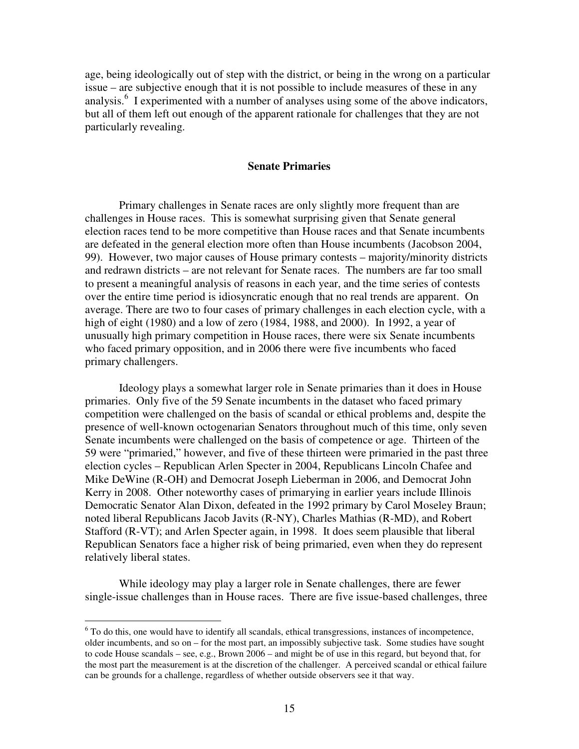age, being ideologically out of step with the district, or being in the wrong on a particular issue – are subjective enough that it is not possible to include measures of these in any analysis.[6] I experimented with a number of analyses using some of the above indicators, but all of them left out enough of the apparent rationale for challenges that they are not particularly revealing.

## Senate Primaries

Primary challenges in Senate races are only slightly more frequent than are challenges in House races. This is somewhat surprising given that Senate general election races tend to be more competitive than House races and that Senate incumbents are defeated in the general election more often than House incumbents (Jacobson 2004, 99). However, two major causes of House primary contests – majority/minority districts and redrawn districts – are not relevant for Senate races. The numbers are far too small to present a meaningful analysis of reasons in each year, and the time series of contests over the entire time period is idiosyncratic enough that no real trends are apparent. On average. There are two to four cases of primary challenges in each election cycle, with a high of eight (1980) and a low of zero (1984, 1988, and 2000). In 1992, a year of unusually high primary competition in House races, there were six Senate incumbents who faced primary opposition, and in 2006 there were five incumbents who faced primary challengers.

Ideology plays a somewhat larger role in Senate primaries than it does in House primaries. Only five of the 59 Senate incumbents in the dataset who faced primary competition were challenged on the basis of scandal or ethical problems and, despite the presence of well-known octogenarian Senators throughout much of this time, only seven Senate incumbents were challenged on the basis of competence or age. Thirteen of the 59 were "primaried," however, and five of these thirteen were primaried in the past three election cycles – Republican Arlen Specter in 2004, Republicans Lincoln Chafee and Mike DeWine (R-OH) and Democrat Joseph Lieberman in 2006, and Democrat John Kerry in 2008. Other noteworthy cases of primarying in earlier years include Illinois Democratic Senator Alan Dixon, defeated in the 1992 primary by Carol Moseley Braun; noted liberal Republicans Jacob Javits (R-NY), Charles Mathias (R-MD), and Robert Stafford (R-VT); and Arlen Specter again, in 1998. It does seem plausible that liberal Republican Senators face a higher risk of being primaried, even when they do represent relatively liberal states.

While ideology may play a larger role in Senate challenges, there are fewer single-issue challenges than in House races. There are five issue-based challenges, three

[6] To do this, one would have to identify all scandals, ethical transgressions, instances of incompetence, older incumbents, and so on – for the most part, an impossibly subjective task. Some studies have sought to code House scandals – see, e.g., Brown 2006 – and might be of use in this regard, but beyond that, for the most part the measurement is at the discretion of the challenger. A perceived scandal or ethical failure can be grounds for a challenge, regardless of whether outside observers see it that way.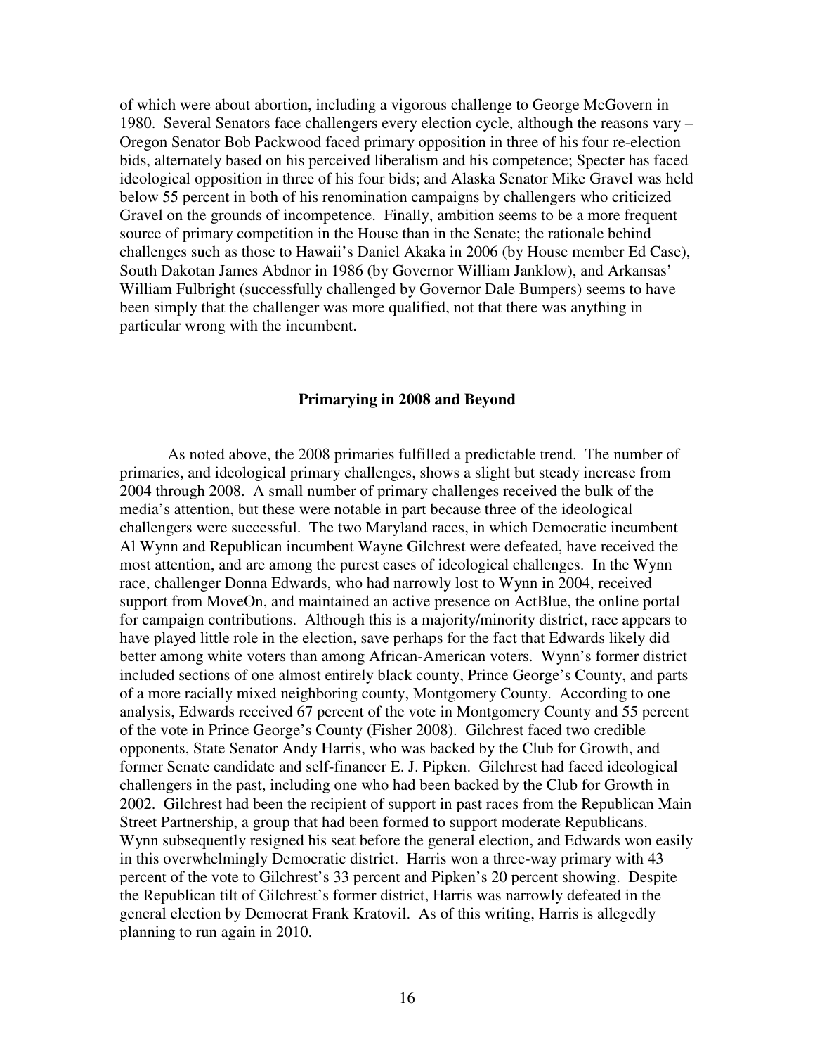of which were about abortion, including a vigorous challenge to George McGovern in 1980. Several Senators face challengers every election cycle, although the reasons vary – Oregon Senator Bob Packwood faced primary opposition in three of his four re-election bids, alternately based on his perceived liberalism and his competence; Specter has faced ideological opposition in three of his four bids; and Alaska Senator Mike Gravel was held below 55 percent in both of his renomination campaigns by challengers who criticized Gravel on the grounds of incompetence. Finally, ambition seems to be a more frequent source of primary competition in the House than in the Senate; the rationale behind challenges such as those to Hawaii's Daniel Akaka in 2006 (by House member Ed Case), South Dakotan James Abdnor in 1986 (by Governor William Janklow), and Arkansas' William Fulbright (successfully challenged by Governor Dale Bumpers) seems to have been simply that the challenger was more qualified, not that there was anything in particular wrong with the incumbent.

## Primarying in 2008 and Beyond

As noted above, the 2008 primaries fulfilled a predictable trend. The number of primaries, and ideological primary challenges, shows a slight but steady increase from 2004 through 2008. A small number of primary challenges received the bulk of the media's attention, but these were notable in part because three of the ideological challengers were successful. The two Maryland races, in which Democratic incumbent Al Wynn and Republican incumbent Wayne Gilchrest were defeated, have received the most attention, and are among the purest cases of ideological challenges. In the Wynn race, challenger Donna Edwards, who had narrowly lost to Wynn in 2004, received support from MoveOn, and maintained an active presence on ActBlue, the online portal for campaign contributions. Although this is a majority/minority district, race appears to have played little role in the election, save perhaps for the fact that Edwards likely did better among white voters than among African-American voters. Wynn's former district included sections of one almost entirely black county, Prince George's County, and parts of a more racially mixed neighboring county, Montgomery County. According to one analysis, Edwards received 67 percent of the vote in Montgomery County and 55 percent of the vote in Prince George's County (Fisher 2008). Gilchrest faced two credible opponents, State Senator Andy Harris, who was backed by the Club for Growth, and former Senate candidate and self-financer E. J. Pipken. Gilchrest had faced ideological challengers in the past, including one who had been backed by the Club for Growth in 2002. Gilchrest had been the recipient of support in past races from the Republican Main Street Partnership, a group that had been formed to support moderate Republicans. Wynn subsequently resigned his seat before the general election, and Edwards won easily in this overwhelmingly Democratic district. Harris won a three-way primary with 43 percent of the vote to Gilchrest's 33 percent and Pipken's 20 percent showing. Despite the Republican tilt of Gilchrest's former district, Harris was narrowly defeated in the general election by Democrat Frank Kratovil. As of this writing, Harris is allegedly planning to run again in 2010.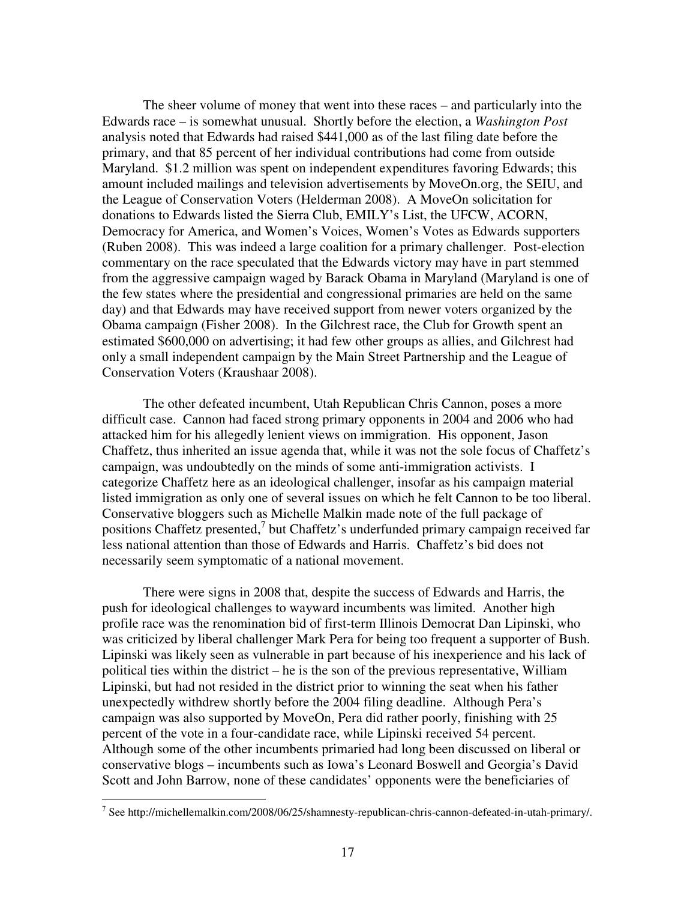The sheer volume of money that went into these races – and particularly into the Edwards race – is somewhat unusual. Shortly before the election, a *Washington Post* analysis noted that Edwards had raised $441,000 as of the last filing date before the primary, and that 85 percent of her individual contributions had come from outside Maryland. $1.2 million was spent on independent expenditures favoring Edwards; this amount included mailings and television advertisements by MoveOn.org, the SEIU, and the League of Conservation Voters (Helderman 2008). A MoveOn solicitation for donations to Edwards listed the Sierra Club, EMILY's List, the UFCW, ACORN, Democracy for America, and Women's Voices, Women's Votes as Edwards supporters (Ruben 2008). This was indeed a large coalition for a primary challenger. Post-election commentary on the race speculated that the Edwards victory may have in part stemmed from the aggressive campaign waged by Barack Obama in Maryland (Maryland is one of the few states where the presidential and congressional primaries are held on the same day) and that Edwards may have received support from newer voters organized by the Obama campaign (Fisher 2008). In the Gilchrest race, the Club for Growth spent an estimated $600,000 on advertising; it had few other groups as allies, and Gilchrest had only a small independent campaign by the Main Street Partnership and the League of Conservation Voters (Kraushaar 2008).

The other defeated incumbent, Utah Republican Chris Cannon, poses a more difficult case. Cannon had faced strong primary opponents in 2004 and 2006 who had attacked him for his allegedly lenient views on immigration. His opponent, Jason Chaffetz, thus inherited an issue agenda that, while it was not the sole focus of Chaffetz's campaign, was undoubtedly on the minds of some anti-immigration activists. I categorize Chaffetz here as an ideological challenger, insofar as his campaign material listed immigration as only one of several issues on which he felt Cannon to be too liberal. Conservative bloggers such as Michelle Malkin made note of the full package of positions Chaffetz presented,[7] but Chaffetz's underfunded primary campaign received far less national attention than those of Edwards and Harris. Chaffetz's bid does not necessarily seem symptomatic of a national movement.

There were signs in 2008 that, despite the success of Edwards and Harris, the push for ideological challenges to wayward incumbents was limited. Another high profile race was the renomination bid of first-term Illinois Democrat Dan Lipinski, who was criticized by liberal challenger Mark Pera for being too frequent a supporter of Bush. Lipinski was likely seen as vulnerable in part because of his inexperience and his lack of political ties within the district – he is the son of the previous representative, William Lipinski, but had not resided in the district prior to winning the seat when his father unexpectedly withdrew shortly before the 2004 filing deadline. Although Pera's campaign was also supported by MoveOn, Pera did rather poorly, finishing with 25 percent of the vote in a four-candidate race, while Lipinski received 54 percent. Although some of the other incumbents primaried had long been discussed on liberal or conservative blogs – incumbents such as Iowa's Leonard Boswell and Georgia's David Scott and John Barrow, none of these candidates' opponents were the beneficiaries of

[7] See http://michellemalkin.com/2008/06/25/shamnesty-republican-chris-cannon-defeated-in-utah-primary/.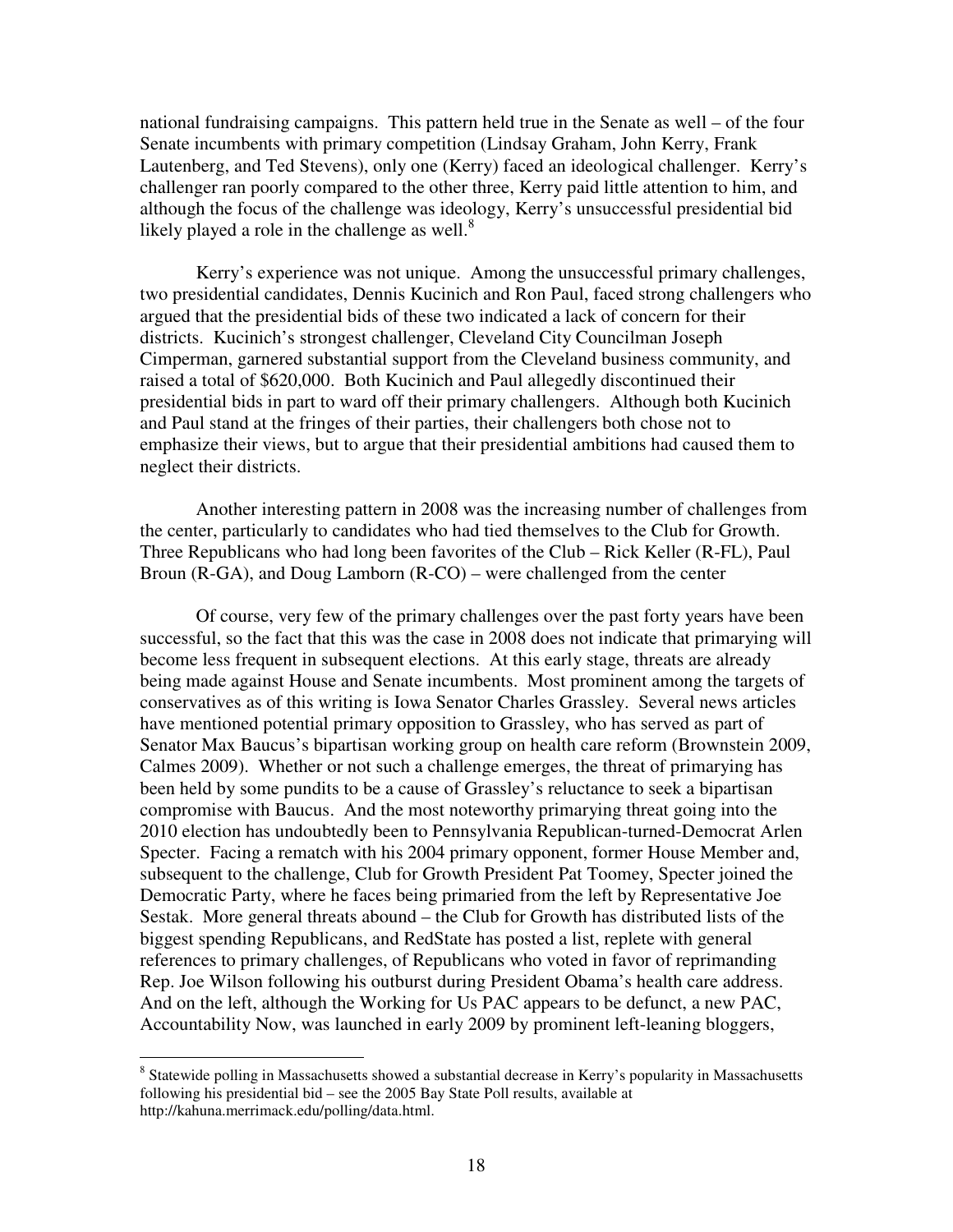national fundraising campaigns. This pattern held true in the Senate as well – of the four Senate incumbents with primary competition (Lindsay Graham, John Kerry, Frank Lautenberg, and Ted Stevens), only one (Kerry) faced an ideological challenger. Kerry's challenger ran poorly compared to the other three, Kerry paid little attention to him, and although the focus of the challenge was ideology, Kerry's unsuccessful presidential bid likely played a role in the challenge as well.[8]

Kerry's experience was not unique. Among the unsuccessful primary challenges, two presidential candidates, Dennis Kucinich and Ron Paul, faced strong challengers who argued that the presidential bids of these two indicated a lack of concern for their districts. Kucinich's strongest challenger, Cleveland City Councilman Joseph Cimperman, garnered substantial support from the Cleveland business community, and raised a total of $620,000. Both Kucinich and Paul allegedly discontinued their presidential bids in part to ward off their primary challengers. Although both Kucinich and Paul stand at the fringes of their parties, their challengers both chose not to emphasize their views, but to argue that their presidential ambitions had caused them to neglect their districts.

Another interesting pattern in 2008 was the increasing number of challenges from the center, particularly to candidates who had tied themselves to the Club for Growth. Three Republicans who had long been favorites of the Club – Rick Keller (R-FL), Paul Broun (R-GA), and Doug Lamborn (R-CO) – were challenged from the center

Of course, very few of the primary challenges over the past forty years have been successful, so the fact that this was the case in 2008 does not indicate that primarying will become less frequent in subsequent elections. At this early stage, threats are already being made against House and Senate incumbents. Most prominent among the targets of conservatives as of this writing is Iowa Senator Charles Grassley. Several news articles have mentioned potential primary opposition to Grassley, who has served as part of Senator Max Baucus's bipartisan working group on health care reform (Brownstein 2009, Calmes 2009). Whether or not such a challenge emerges, the threat of primarying has been held by some pundits to be a cause of Grassley's reluctance to seek a bipartisan compromise with Baucus. And the most noteworthy primarying threat going into the 2010 election has undoubtedly been to Pennsylvania Republican-turned-Democrat Arlen Specter. Facing a rematch with his 2004 primary opponent, former House Member and, subsequent to the challenge, Club for Growth President Pat Toomey, Specter joined the Democratic Party, where he faces being primaried from the left by Representative Joe Sestak. More general threats abound – the Club for Growth has distributed lists of the biggest spending Republicans, and RedState has posted a list, replete with general references to primary challenges, of Republicans who voted in favor of reprimanding Rep. Joe Wilson following his outburst during President Obama's health care address. And on the left, although the Working for Us PAC appears to be defunct, a new PAC, Accountability Now, was launched in early 2009 by prominent left-leaning bloggers,

---

[8] Statewide polling in Massachusetts showed a substantial decrease in Kerry's popularity in Massachusetts following his presidential bid – see the 2005 Bay State Poll results, available at http://kahuna.merrimack.edu/polling/data.html.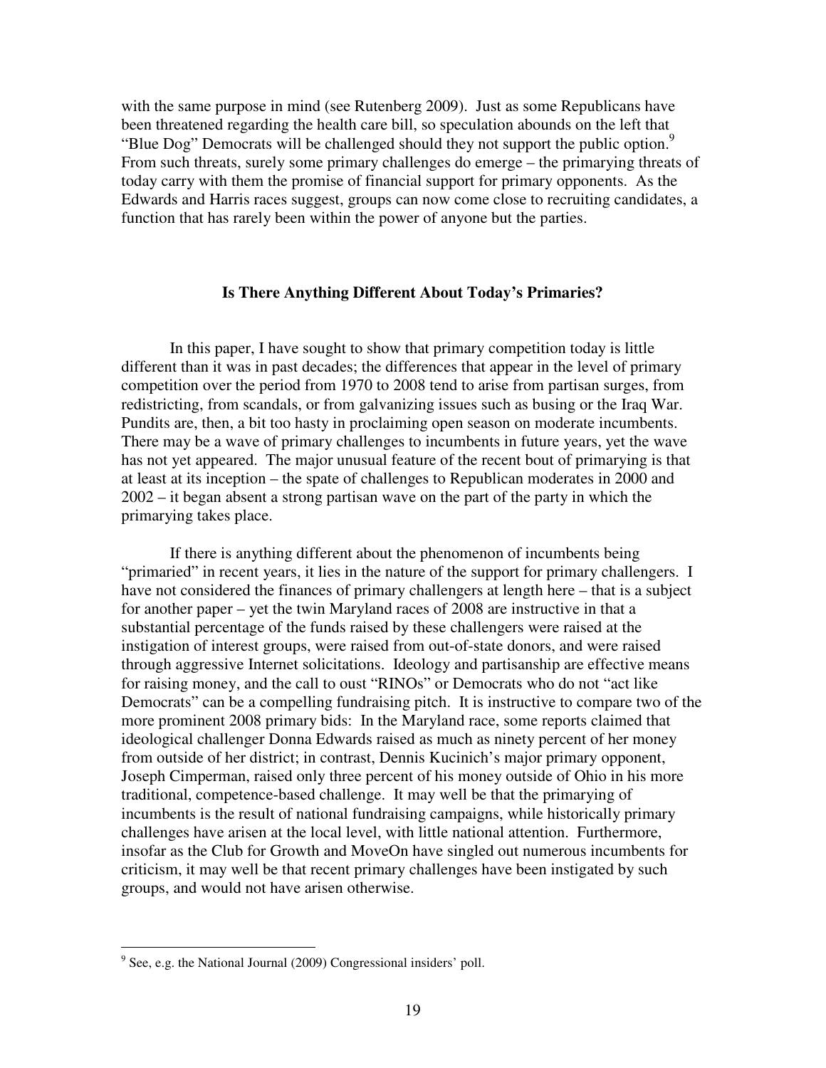with the same purpose in mind (see Rutenberg 2009). Just as some Republicans have been threatened regarding the health care bill, so speculation abounds on the left that "Blue Dog" Democrats will be challenged should they not support the public option.[9] From such threats, surely some primary challenges do emerge – the primarying threats of today carry with them the promise of financial support for primary opponents. As the Edwards and Harris races suggest, groups can now come close to recruiting candidates, a function that has rarely been within the power of anyone but the parties.

## Is There Anything Different About Today's Primaries?

In this paper, I have sought to show that primary competition today is little different than it was in past decades; the differences that appear in the level of primary competition over the period from 1970 to 2008 tend to arise from partisan surges, from redistricting, from scandals, or from galvanizing issues such as busing or the Iraq War. Pundits are, then, a bit too hasty in proclaiming open season on moderate incumbents. There may be a wave of primary challenges to incumbents in future years, yet the wave has not yet appeared. The major unusual feature of the recent bout of primarying is that at least at its inception – the spate of challenges to Republican moderates in 2000 and 2002 – it began absent a strong partisan wave on the part of the party in which the primarying takes place.

If there is anything different about the phenomenon of incumbents being "primaried" in recent years, it lies in the nature of the support for primary challengers. I have not considered the finances of primary challengers at length here – that is a subject for another paper – yet the twin Maryland races of 2008 are instructive in that a substantial percentage of the funds raised by these challengers were raised at the instigation of interest groups, were raised from out-of-state donors, and were raised through aggressive Internet solicitations. Ideology and partisanship are effective means for raising money, and the call to oust "RINOs" or Democrats who do not "act like Democrats" can be a compelling fundraising pitch. It is instructive to compare two of the more prominent 2008 primary bids: In the Maryland race, some reports claimed that ideological challenger Donna Edwards raised as much as ninety percent of her money from outside of her district; in contrast, Dennis Kucinich's major primary opponent, Joseph Cimperman, raised only three percent of his money outside of Ohio in his more traditional, competence-based challenge. It may well be that the primarying of incumbents is the result of national fundraising campaigns, while historically primary challenges have arisen at the local level, with little national attention. Furthermore, insofar as the Club for Growth and MoveOn have singled out numerous incumbents for criticism, it may well be that recent primary challenges have been instigated by such groups, and would not have arisen otherwise.

---

[9] See, e.g. the National Journal (2009) Congressional insiders' poll.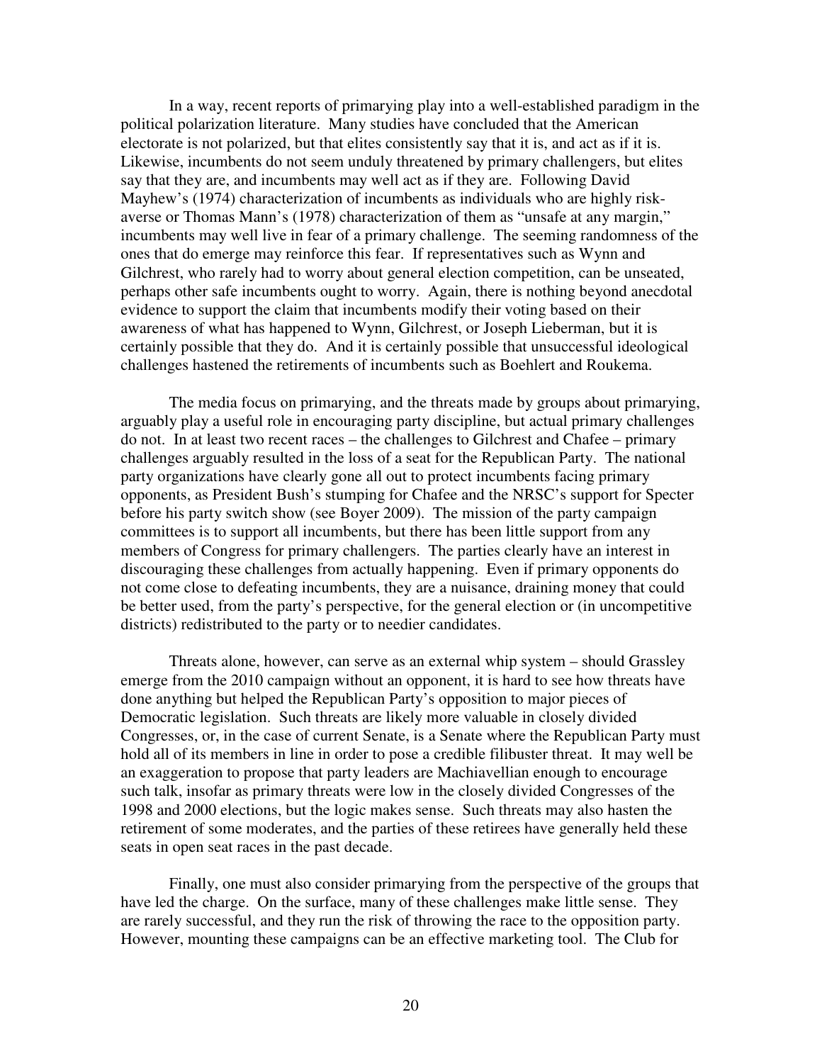In a way, recent reports of primarying play into a well-established paradigm in the political polarization literature. Many studies have concluded that the American electorate is not polarized, but that elites consistently say that it is, and act as if it is. Likewise, incumbents do not seem unduly threatened by primary challengers, but elites say that they are, and incumbents may well act as if they are. Following David Mayhew's (1974) characterization of incumbents as individuals who are highly risk-averse or Thomas Mann's (1978) characterization of them as "unsafe at any margin," incumbents may well live in fear of a primary challenge. The seeming randomness of the ones that do emerge may reinforce this fear. If representatives such as Wynn and Gilchrest, who rarely had to worry about general election competition, can be unseated, perhaps other safe incumbents ought to worry. Again, there is nothing beyond anecdotal evidence to support the claim that incumbents modify their voting based on their awareness of what has happened to Wynn, Gilchrest, or Joseph Lieberman, but it is certainly possible that they do. And it is certainly possible that unsuccessful ideological challenges hastened the retirements of incumbents such as Boehlert and Roukema.

The media focus on primarying, and the threats made by groups about primarying, arguably play a useful role in encouraging party discipline, but actual primary challenges do not. In at least two recent races – the challenges to Gilchrest and Chafee – primary challenges arguably resulted in the loss of a seat for the Republican Party. The national party organizations have clearly gone all out to protect incumbents facing primary opponents, as President Bush's stumping for Chafee and the NRSC's support for Specter before his party switch show (see Boyer 2009). The mission of the party campaign committees is to support all incumbents, but there has been little support from any members of Congress for primary challengers. The parties clearly have an interest in discouraging these challenges from actually happening. Even if primary opponents do not come close to defeating incumbents, they are a nuisance, draining money that could be better used, from the party's perspective, for the general election or (in uncompetitive districts) redistributed to the party or to needier candidates.

Threats alone, however, can serve as an external whip system – should Grassley emerge from the 2010 campaign without an opponent, it is hard to see how threats have done anything but helped the Republican Party's opposition to major pieces of Democratic legislation. Such threats are likely more valuable in closely divided Congresses, or, in the case of current Senate, is a Senate where the Republican Party must hold all of its members in line in order to pose a credible filibuster threat. It may well be an exaggeration to propose that party leaders are Machiavellian enough to encourage such talk, insofar as primary threats were low in the closely divided Congresses of the 1998 and 2000 elections, but the logic makes sense. Such threats may also hasten the retirement of some moderates, and the parties of these retirees have generally held these seats in open seat races in the past decade.

Finally, one must also consider primarying from the perspective of the groups that have led the charge. On the surface, many of these challenges make little sense. They are rarely successful, and they run the risk of throwing the race to the opposition party. However, mounting these campaigns can be an effective marketing tool. The Club for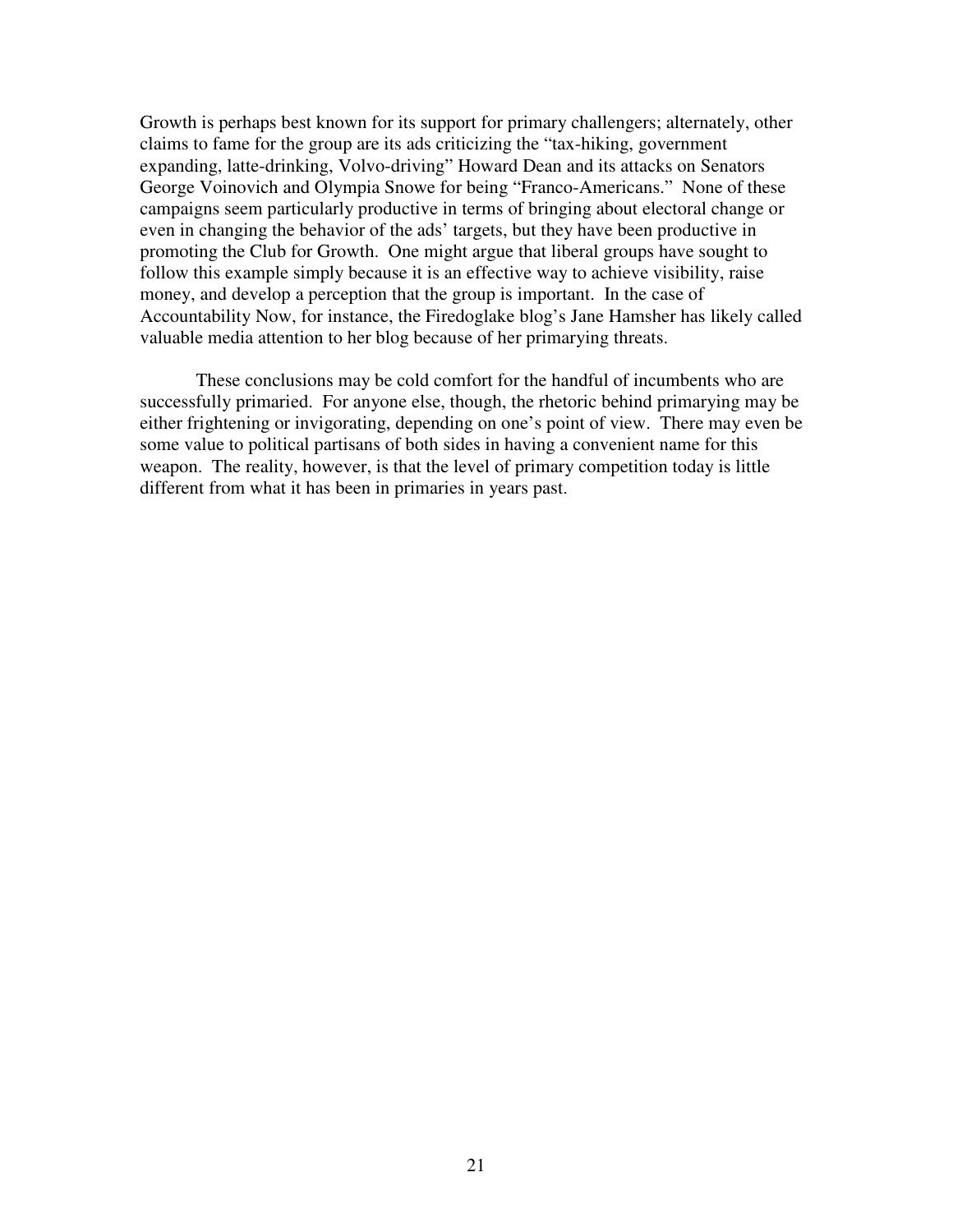Growth is perhaps best known for its support for primary challengers; alternately, other claims to fame for the group are its ads criticizing the "tax-hiking, government expanding, latte-drinking, Volvo-driving" Howard Dean and its attacks on Senators George Voinovich and Olympia Snowe for being "Franco-Americans." None of these campaigns seem particularly productive in terms of bringing about electoral change or even in changing the behavior of the ads' targets, but they have been productive in promoting the Club for Growth. One might argue that liberal groups have sought to follow this example simply because it is an effective way to achieve visibility, raise money, and develop a perception that the group is important. In the case of Accountability Now, for instance, the Firedoglake blog's Jane Hamsher has likely called valuable media attention to her blog because of her primarying threats.

These conclusions may be cold comfort for the handful of incumbents who are successfully primaried. For anyone else, though, the rhetoric behind primarying may be either frightening or invigorating, depending on one's point of view. There may even be some value to political partisans of both sides in having a convenient name for this weapon. The reality, however, is that the level of primary competition today is little different from what it has been in primaries in years past.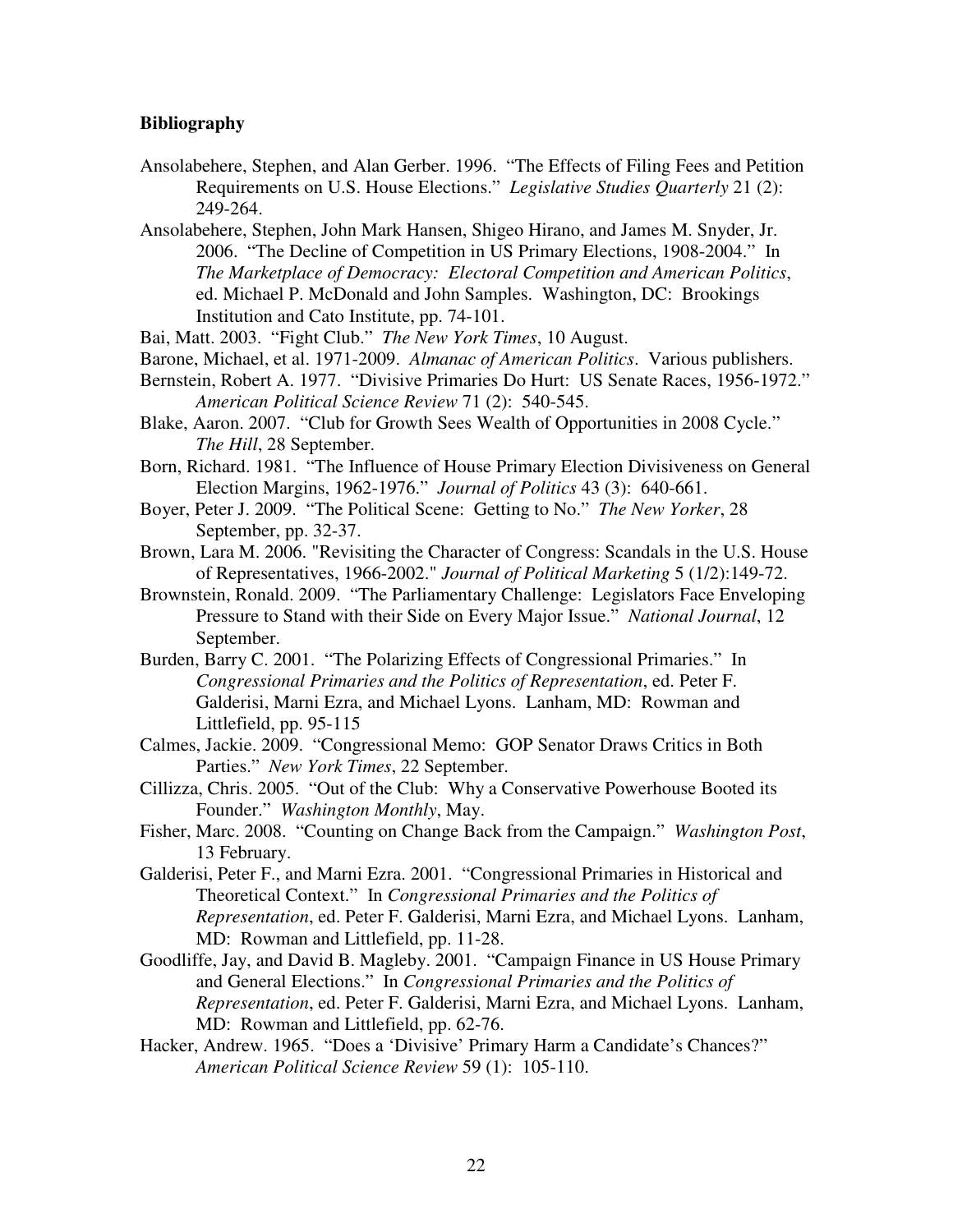**Bibliography**

Ansolabehere, Stephen, and Alan Gerber. 1996. "The Effects of Filing Fees and Petition Requirements on U.S. House Elections." *Legislative Studies Quarterly* 21 (2): 249-264.

Ansolabehere, Stephen, John Mark Hansen, Shigeo Hirano, and James M. Snyder, Jr. 2006. "The Decline of Competition in US Primary Elections, 1908-2004." In *The Marketplace of Democracy: Electoral Competition and American Politics*, ed. Michael P. McDonald and John Samples. Washington, DC: Brookings Institution and Cato Institute, pp. 74-101.

Bai, Matt. 2003. "Fight Club." *The New York Times*, 10 August.

Barone, Michael, et al. 1971-2009. *Almanac of American Politics*. Various publishers.

Bernstein, Robert A. 1977. "Divisive Primaries Do Hurt: US Senate Races, 1956-1972." *American Political Science Review* 71 (2): 540-545.

Blake, Aaron. 2007. "Club for Growth Sees Wealth of Opportunities in 2008 Cycle." *The Hill*, 28 September.

Born, Richard. 1981. "The Influence of House Primary Election Divisiveness on General Election Margins, 1962-1976." *Journal of Politics* 43 (3): 640-661.

Boyer, Peter J. 2009. "The Political Scene: Getting to No." *The New Yorker*, 28 September, pp. 32-37.

Brown, Lara M. 2006. "Revisiting the Character of Congress: Scandals in the U.S. House of Representatives, 1966-2002." *Journal of Political Marketing* 5 (1/2):149-72.

Brownstein, Ronald. 2009. "The Parliamentary Challenge: Legislators Face Enveloping Pressure to Stand with their Side on Every Major Issue." *National Journal*, 12 September.

Burden, Barry C. 2001. "The Polarizing Effects of Congressional Primaries." In *Congressional Primaries and the Politics of Representation*, ed. Peter F. Galderisi, Marni Ezra, and Michael Lyons. Lanham, MD: Rowman and Littlefield, pp. 95-115

Calmes, Jackie. 2009. "Congressional Memo: GOP Senator Draws Critics in Both Parties." *New York Times*, 22 September.

Cillizza, Chris. 2005. "Out of the Club: Why a Conservative Powerhouse Booted its Founder." *Washington Monthly*, May.

Fisher, Marc. 2008. "Counting on Change Back from the Campaign." *Washington Post*, 13 February.

Galderisi, Peter F., and Marni Ezra. 2001. "Congressional Primaries in Historical and Theoretical Context." In *Congressional Primaries and the Politics of Representation*, ed. Peter F. Galderisi, Marni Ezra, and Michael Lyons. Lanham, MD: Rowman and Littlefield, pp. 11-28.

Goodliffe, Jay, and David B. Magleby. 2001. "Campaign Finance in US House Primary and General Elections." In *Congressional Primaries and the Politics of Representation*, ed. Peter F. Galderisi, Marni Ezra, and Michael Lyons. Lanham, MD: Rowman and Littlefield, pp. 62-76.

Hacker, Andrew. 1965. "Does a 'Divisive' Primary Harm a Candidate's Chances?" *American Political Science Review* 59 (1): 105-110.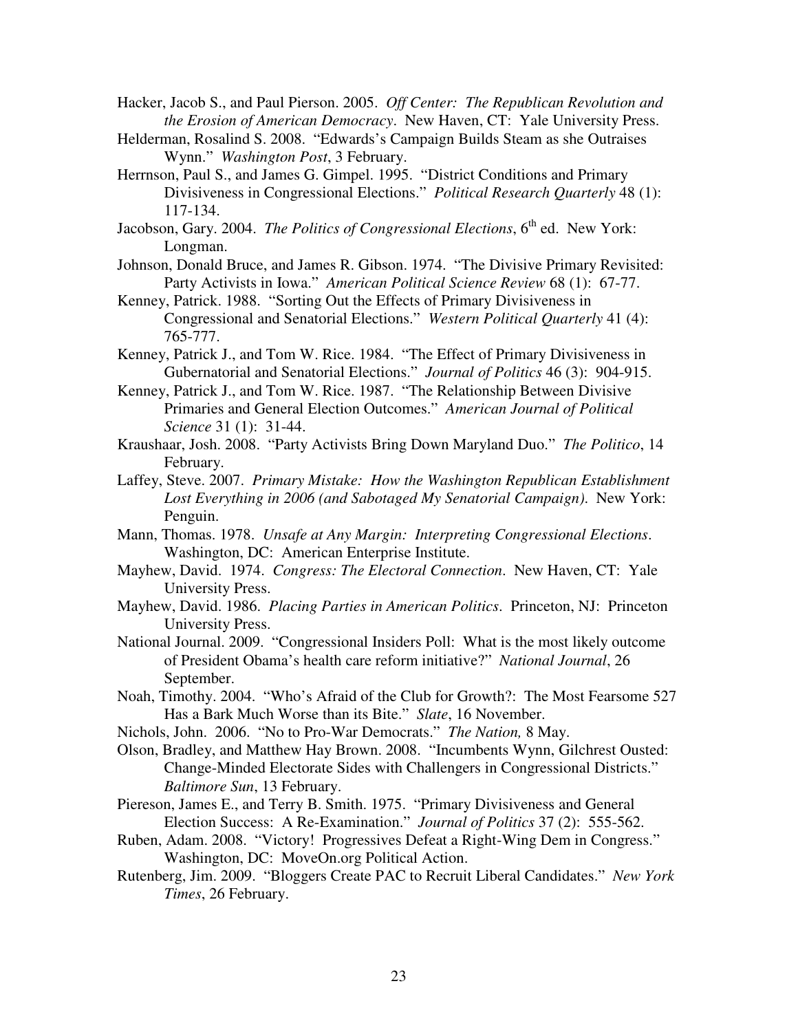Hacker, Jacob S., and Paul Pierson. 2005. *Off Center: The Republican Revolution and the Erosion of American Democracy*. New Haven, CT: Yale University Press.

Helderman, Rosalind S. 2008. "Edwards's Campaign Builds Steam as she Outraises Wynn." *Washington Post*, 3 February.

Herrnson, Paul S., and James G. Gimpel. 1995. "District Conditions and Primary Divisiveness in Congressional Elections." *Political Research Quarterly* 48 (1): 117-134.

Jacobson, Gary. 2004. *The Politics of Congressional Elections*, 6th ed. New York: Longman.

Johnson, Donald Bruce, and James R. Gibson. 1974. "The Divisive Primary Revisited: Party Activists in Iowa." *American Political Science Review* 68 (1): 67-77.

Kenney, Patrick. 1988. "Sorting Out the Effects of Primary Divisiveness in Congressional and Senatorial Elections." *Western Political Quarterly* 41 (4): 765-777.

Kenney, Patrick J., and Tom W. Rice. 1984. "The Effect of Primary Divisiveness in Gubernatorial and Senatorial Elections." *Journal of Politics* 46 (3): 904-915.

Kenney, Patrick J., and Tom W. Rice. 1987. "The Relationship Between Divisive Primaries and General Election Outcomes." *American Journal of Political Science* 31 (1): 31-44.

Kraushaar, Josh. 2008. "Party Activists Bring Down Maryland Duo." *The Politico*, 14 February.

Laffey, Steve. 2007. *Primary Mistake: How the Washington Republican Establishment Lost Everything in 2006 (and Sabotaged My Senatorial Campaign)*. New York: Penguin.

Mann, Thomas. 1978. *Unsafe at Any Margin: Interpreting Congressional Elections*. Washington, DC: American Enterprise Institute.

Mayhew, David. 1974. *Congress: The Electoral Connection*. New Haven, CT: Yale University Press.

Mayhew, David. 1986. *Placing Parties in American Politics*. Princeton, NJ: Princeton University Press.

National Journal. 2009. "Congressional Insiders Poll: What is the most likely outcome of President Obama's health care reform initiative?" *National Journal*, 26 September.

Noah, Timothy. 2004. "Who's Afraid of the Club for Growth?: The Most Fearsome 527 Has a Bark Much Worse than its Bite." *Slate*, 16 November.

Nichols, John. 2006. "No to Pro-War Democrats." *The Nation,* 8 May.

Olson, Bradley, and Matthew Hay Brown. 2008. "Incumbents Wynn, Gilchrest Ousted: Change-Minded Electorate Sides with Challengers in Congressional Districts." *Baltimore Sun*, 13 February.

Piereson, James E., and Terry B. Smith. 1975. "Primary Divisiveness and General Election Success: A Re-Examination." *Journal of Politics* 37 (2): 555-562.

Ruben, Adam. 2008. "Victory! Progressives Defeat a Right-Wing Dem in Congress." Washington, DC: MoveOn.org Political Action.

Rutenberg, Jim. 2009. "Bloggers Create PAC to Recruit Liberal Candidates." *New York Times*, 26 February.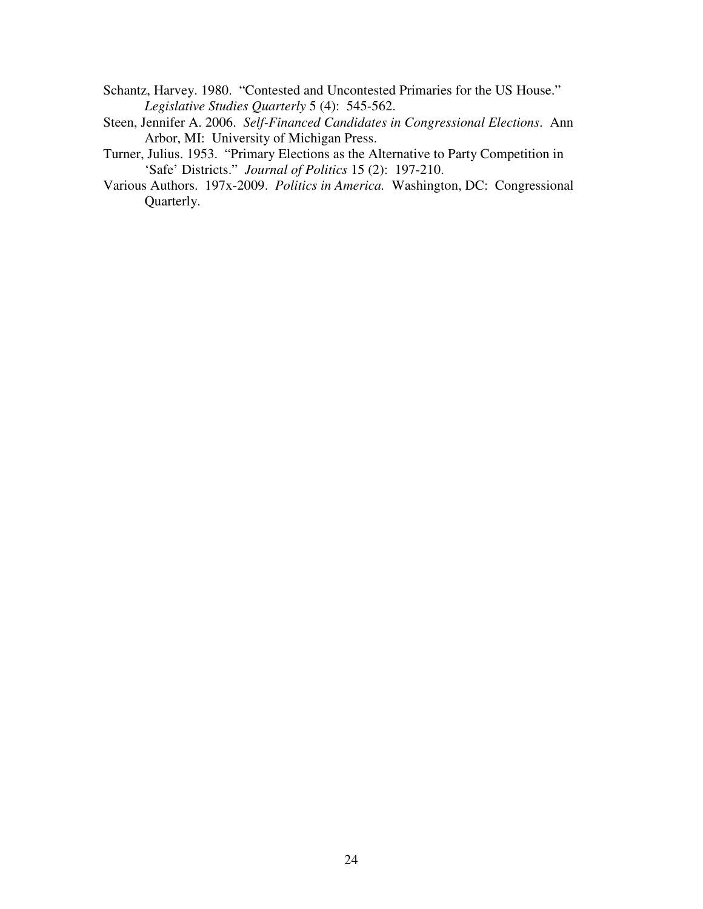Schantz, Harvey. 1980. "Contested and Uncontested Primaries for the US House." *Legislative Studies Quarterly* 5 (4): 545-562.

Steen, Jennifer A. 2006. *Self-Financed Candidates in Congressional Elections*. Ann Arbor, MI: University of Michigan Press.

Turner, Julius. 1953. "Primary Elections as the Alternative to Party Competition in 'Safe' Districts." *Journal of Politics* 15 (2): 197-210.

Various Authors. 197x-2009. *Politics in America.* Washington, DC: Congressional Quarterly.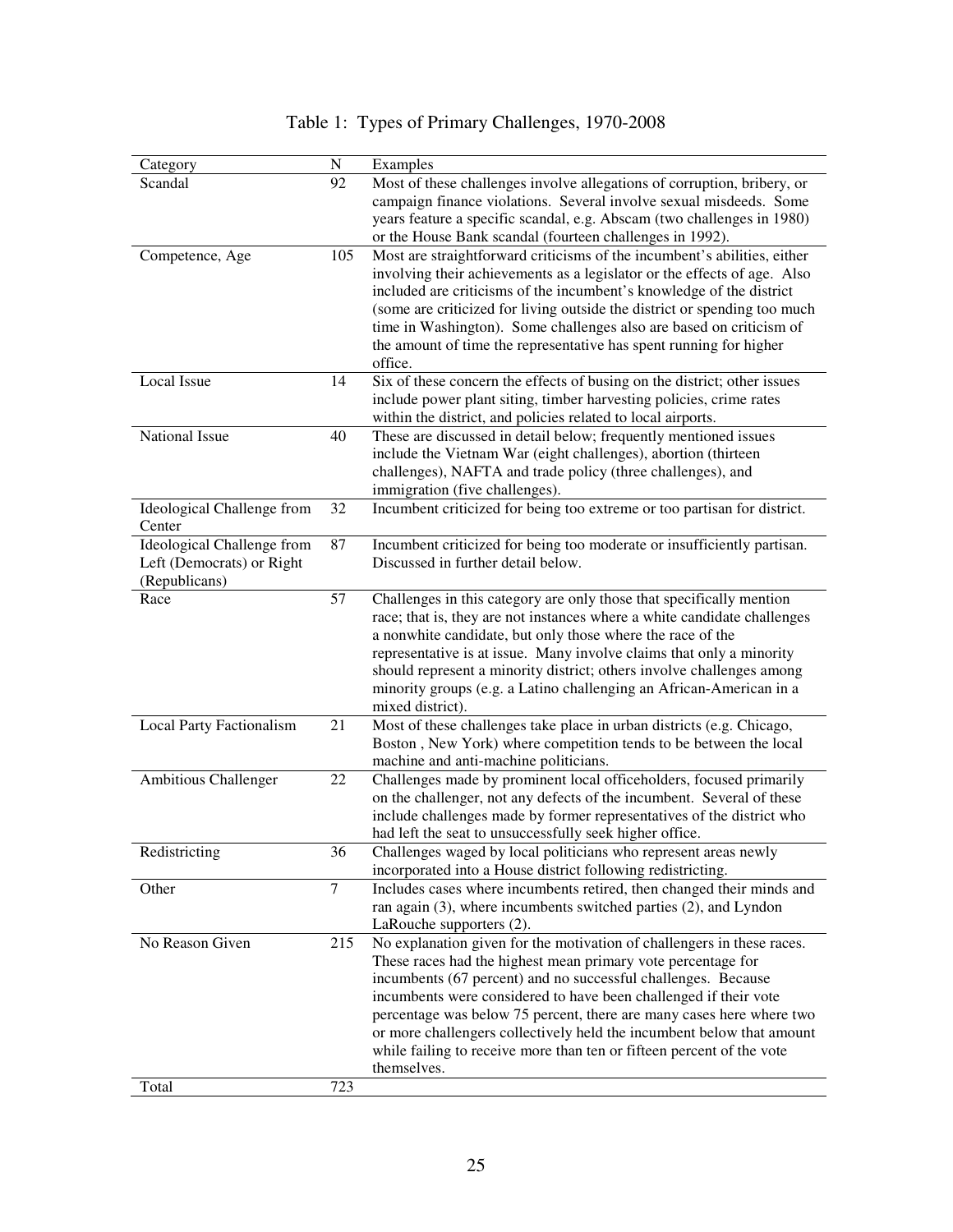Table 1: Types of Primary Challenges, 1970-2008

| Category | N | Examples |
|---|---|---|
| Scandal | 92 | Most of these challenges involve allegations of corruption, bribery, or campaign finance violations. Several involve sexual misdeeds. Some years feature a specific scandal, e.g. Abscam (two challenges in 1980) or the House Bank scandal (fourteen challenges in 1992). |
| Competence, Age | 105 | Most are straightforward criticisms of the incumbent's abilities, either involving their achievements as a legislator or the effects of age. Also included are criticisms of the incumbent's knowledge of the district (some are criticized for living outside the district or spending too much time in Washington). Some challenges also are based on criticism of the amount of time the representative has spent running for higher office. |
| Local Issue | 14 | Six of these concern the effects of busing on the district; other issues include power plant siting, timber harvesting policies, crime rates within the district, and policies related to local airports. |
| National Issue | 40 | These are discussed in detail below; frequently mentioned issues include the Vietnam War (eight challenges), abortion (thirteen challenges), NAFTA and trade policy (three challenges), and immigration (five challenges). |
| Ideological Challenge from Center | 32 | Incumbent criticized for being too extreme or too partisan for district. |
| Ideological Challenge from Left (Democrats) or Right (Republicans) | 87 | Incumbent criticized for being too moderate or insufficiently partisan. Discussed in further detail below. |
| Race | 57 | Challenges in this category are only those that specifically mention race; that is, they are not instances where a white candidate challenges a nonwhite candidate, but only those where the race of the representative is at issue. Many involve claims that only a minority should represent a minority district; others involve challenges among minority groups (e.g. a Latino challenging an African-American in a mixed district). |
| Local Party Factionalism | 21 | Most of these challenges take place in urban districts (e.g. Chicago, Boston , New York) where competition tends to be between the local machine and anti-machine politicians. |
| Ambitious Challenger | 22 | Challenges made by prominent local officeholders, focused primarily on the challenger, not any defects of the incumbent. Several of these include challenges made by former representatives of the district who had left the seat to unsuccessfully seek higher office. |
| Redistricting | 36 | Challenges waged by local politicians who represent areas newly incorporated into a House district following redistricting. |
| Other | 7 | Includes cases where incumbents retired, then changed their minds and ran again (3), where incumbents switched parties (2), and Lyndon LaRouche supporters (2). |
| No Reason Given | 215 | No explanation given for the motivation of challengers in these races. These races had the highest mean primary vote percentage for incumbents (67 percent) and no successful challenges. Because incumbents were considered to have been challenged if their vote percentage was below 75 percent, there are many cases here where two or more challengers collectively held the incumbent below that amount while failing to receive more than ten or fifteen percent of the vote themselves. |
| Total | 723 | |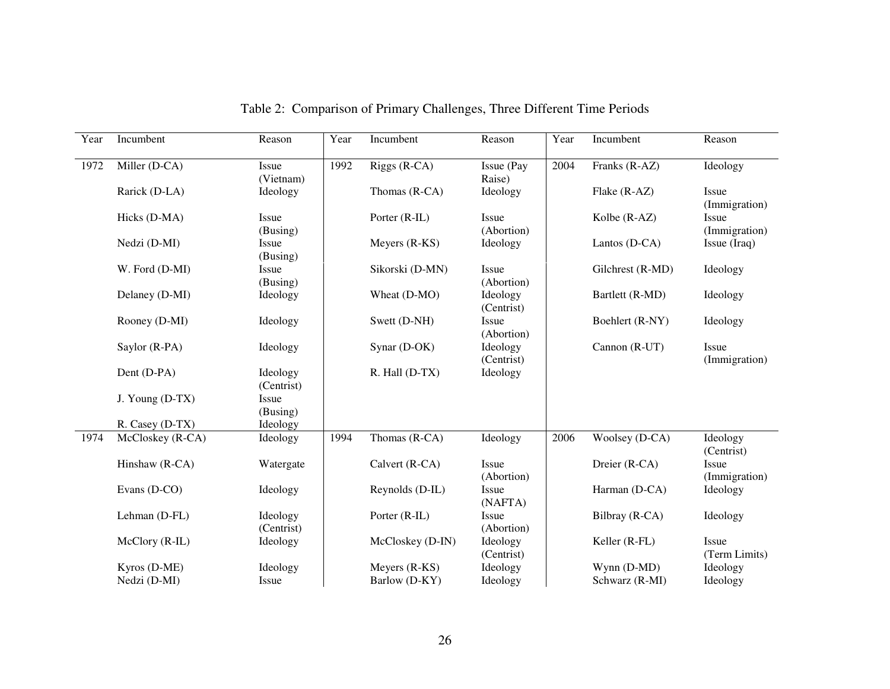Table 2: Comparison of Primary Challenges, Three Different Time Periods

| Year | Incumbent | Reason | Year | Incumbent | Reason | Year | Incumbent | Reason |
|---|---|---|---|---|---|---|---|---|
| 1972 | Miller (D-CA) | Issue (Vietnam) | 1992 | Riggs (R-CA) | Issue (Pay Raise) | 2004 | Franks (R-AZ) | Ideology |
| | Rarick (D-LA) | Ideology | | Thomas (R-CA) | Ideology | | Flake (R-AZ) | Issue (Immigration) |
| | Hicks (D-MA) | Issue (Busing) | | Porter (R-IL) | Issue (Abortion) | | Kolbe (R-AZ) | Issue (Immigration) |
| | Nedzi (D-MI) | Issue (Busing) | | Meyers (R-KS) | Ideology | | Lantos (D-CA) | Issue (Iraq) |
| | W. Ford (D-MI) | Issue (Busing) | | Sikorski (D-MN) | Issue (Abortion) | | Gilchrest (R-MD) | Ideology |
| | Delaney (D-MI) | Ideology | | Wheat (D-MO) | Ideology (Centrist) | | Bartlett (R-MD) | Ideology |
| | Rooney (D-MI) | Ideology | | Swett (D-NH) | Issue (Abortion) | | Boehlert (R-NY) | Ideology |
| | Saylor (R-PA) | Ideology | | Synar (D-OK) | Ideology (Centrist) | | Cannon (R-UT) | Issue (Immigration) |
| | Dent (D-PA) | Ideology (Centrist) | | R. Hall (D-TX) | Ideology | | | |
| | J. Young (D-TX) | Issue (Busing) | | | | | | |
| | R. Casey (D-TX) | Ideology | | | | | | |
| 1974 | McCloskey (R-CA) | Ideology | 1994 | Thomas (R-CA) | Ideology | 2006 | Woolsey (D-CA) | Ideology (Centrist) |
| | Hinshaw (R-CA) | Watergate | | Calvert (R-CA) | Issue (Abortion) | | Dreier (R-CA) | Issue (Immigration) |
| | Evans (D-CO) | Ideology | | Reynolds (D-IL) | Issue (NAFTA) | | Harman (D-CA) | Ideology |
| | Lehman (D-FL) | Ideology (Centrist) | | Porter (R-IL) | Issue (Abortion) | | Bilbray (R-CA) | Ideology |
| | McClory (R-IL) | Ideology | | McCloskey (D-IN) | Ideology (Centrist) | | Keller (R-FL) | Issue (Term Limits) |
| | Kyros (D-ME) | Ideology | | Meyers (R-KS) | Ideology | | Wynn (D-MD) | Ideology |
| | Nedzi (D-MI) | Issue | | Barlow (D-KY) | Ideology | | Schwarz (R-MI) | Ideology |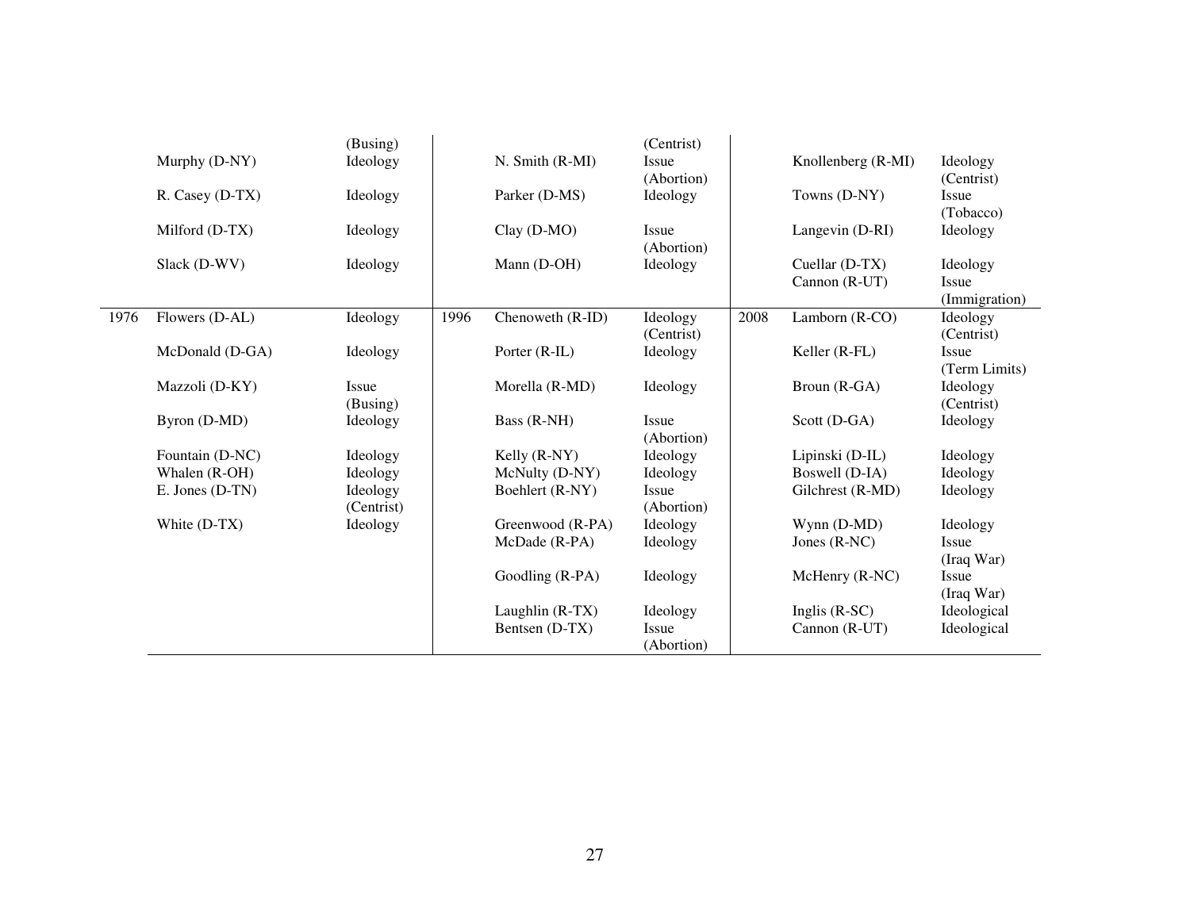| | | | | | | | | |
|---|---|---|---|---|---|---|---|---|
| | | (Busing) | | | (Centrist) | | | |
| | Murphy (D-NY) | Ideology | | N. Smith (R-MI) | Issue (Abortion) | | Knollenberg (R-MI) | Ideology (Centrist) |
| | R. Casey (D-TX) | Ideology | | Parker (D-MS) | Ideology | | Towns (D-NY) | Issue (Tobacco) |
| | Milford (D-TX) | Ideology | | Clay (D-MO) | Issue (Abortion) | | Langevin (D-RI) | Ideology |
| | Slack (D-WV) | Ideology | | Mann (D-OH) | Ideology | | Cuellar (D-TX) | Ideology |
| | | | | | | | Cannon (R-UT) | Issue (Immigration) |
| 1976 | Flowers (D-AL) | Ideology | 1996 | Chenoweth (R-ID) | Ideology (Centrist) | 2008 | Lamborn (R-CO) | Ideology (Centrist) |
| | McDonald (D-GA) | Ideology | | Porter (R-IL) | Ideology | | Keller (R-FL) | Issue (Term Limits) |
| | Mazzoli (D-KY) | Issue (Busing) | | Morella (R-MD) | Ideology | | Broun (R-GA) | Ideology (Centrist) |
| | Byron (D-MD) | Ideology | | Bass (R-NH) | Issue (Abortion) | | Scott (D-GA) | Ideology |
| | Fountain (D-NC) | Ideology | | Kelly (R-NY) | Ideology | | Lipinski (D-IL) | Ideology |
| | Whalen (R-OH) | Ideology | | McNulty (D-NY) | Ideology | | Boswell (D-IA) | Ideology |
| | E. Jones (D-TN) | Ideology (Centrist) | | Boehlert (R-NY) | Issue (Abortion) | | Gilchrest (R-MD) | Ideology |
| | White (D-TX) | Ideology | | Greenwood (R-PA) | Ideology | | Wynn (D-MD) | Ideology |
| | | | | McDade (R-PA) | Ideology | | Jones (R-NC) | Issue (Iraq War) |
| | | | | Goodling (R-PA) | Ideology | | McHenry (R-NC) | Issue (Iraq War) |
| | | | | Laughlin (R-TX) | Ideology | | Inglis (R-SC) | Ideological |
| | | | | Bentsen (D-TX) | Issue (Abortion) | | Cannon (R-UT) | Ideological |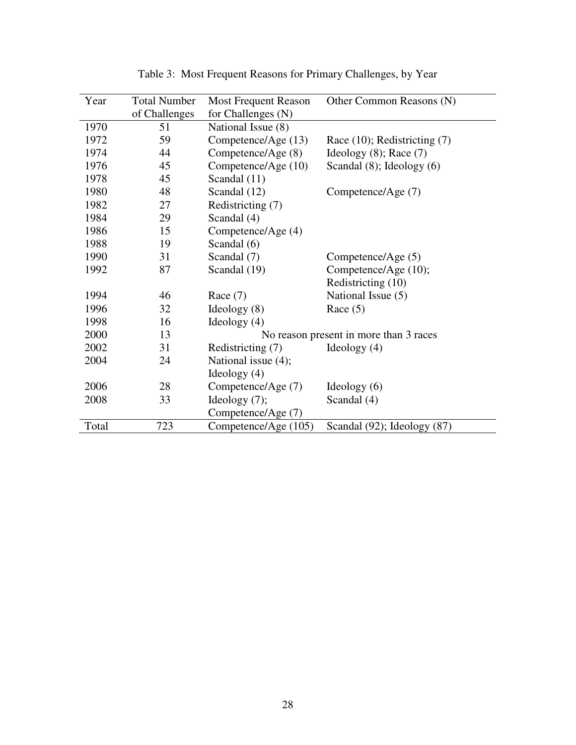Table 3: Most Frequent Reasons for Primary Challenges, by Year

| Year | Total Number of Challenges | Most Frequent Reason for Challenges (N) | Other Common Reasons (N) |
|---|---|---|---|
| 1970 | 51 | National Issue (8) | |
| 1972 | 59 | Competence/Age (13) | Race (10); Redistricting (7) |
| 1974 | 44 | Competence/Age (8) | Ideology (8); Race (7) |
| 1976 | 45 | Competence/Age (10) | Scandal (8); Ideology (6) |
| 1978 | 45 | Scandal (11) | |
| 1980 | 48 | Scandal (12) | Competence/Age (7) |
| 1982 | 27 | Redistricting (7) | |
| 1984 | 29 | Scandal (4) | |
| 1986 | 15 | Competence/Age (4) | |
| 1988 | 19 | Scandal (6) | |
| 1990 | 31 | Scandal (7) | Competence/Age (5) |
| 1992 | 87 | Scandal (19) | Competence/Age (10); Redistricting (10) |
| 1994 | 46 | Race (7) | National Issue (5) |
| 1996 | 32 | Ideology (8) | Race (5) |
| 1998 | 16 | Ideology (4) | |
| 2000 | 13 | No reason present in more than 3 races | |
| 2002 | 31 | Redistricting (7) | Ideology (4) |
| 2004 | 24 | National issue (4); Ideology (4) | |
| 2006 | 28 | Competence/Age (7) | Ideology (6) |
| 2008 | 33 | Ideology (7); Competence/Age (7) | Scandal (4) |
| Total | 723 | Competence/Age (105) | Scandal (92); Ideology (87) |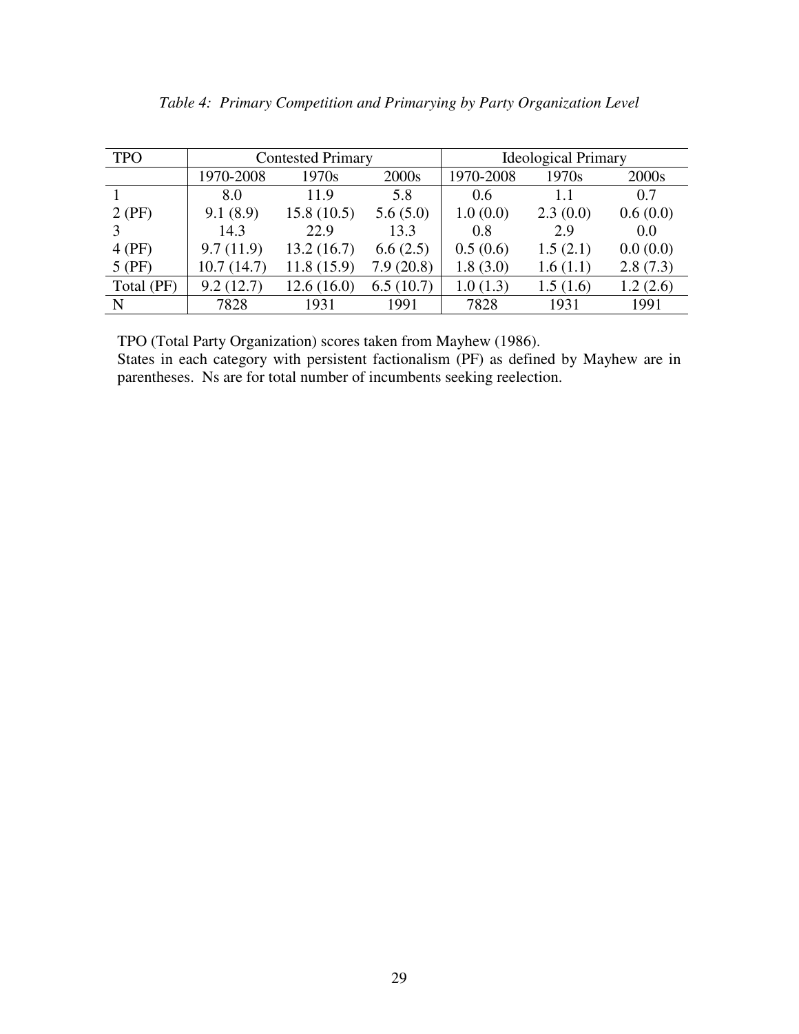*Table 4: Primary Competition and Primarying by Party Organization Level*

| TPO | Contested Primary | | | Ideological Primary | | |
|---|---|---|---|---|---|---|
| | 1970-2008 | 1970s | 2000s | 1970-2008 | 1970s | 2000s |
| 1 | 8.0 | 11.9 | 5.8 | 0.6 | 1.1 | 0.7 |
| 2 (PF) | 9.1 (8.9) | 15.8 (10.5) | 5.6 (5.0) | 1.0 (0.0) | 2.3 (0.0) | 0.6 (0.0) |
| 3 | 14.3 | 22.9 | 13.3 | 0.8 | 2.9 | 0.0 |
| 4 (PF) | 9.7 (11.9) | 13.2 (16.7) | 6.6 (2.5) | 0.5 (0.6) | 1.5 (2.1) | 0.0 (0.0) |
| 5 (PF) | 10.7 (14.7) | 11.8 (15.9) | 7.9 (20.8) | 1.8 (3.0) | 1.6 (1.1) | 2.8 (7.3) |
| Total (PF) | 9.2 (12.7) | 12.6 (16.0) | 6.5 (10.7) | 1.0 (1.3) | 1.5 (1.6) | 1.2 (2.6) |
| N | 7828 | 1931 | 1991 | 7828 | 1931 | 1991 |

TPO (Total Party Organization) scores taken from Mayhew (1986).
States in each category with persistent factionalism (PF) as defined by Mayhew are in parentheses. Ns are for total number of incumbents seeking reelection.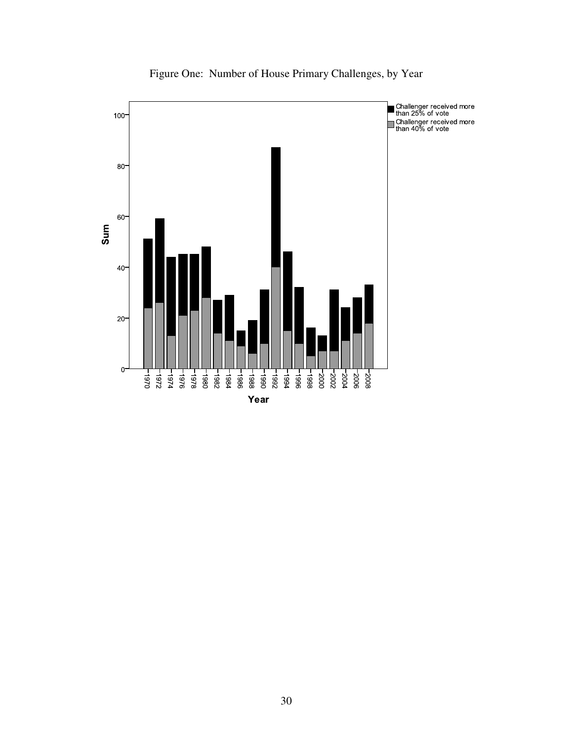Figure One: Number of House Primary Challenges, by Year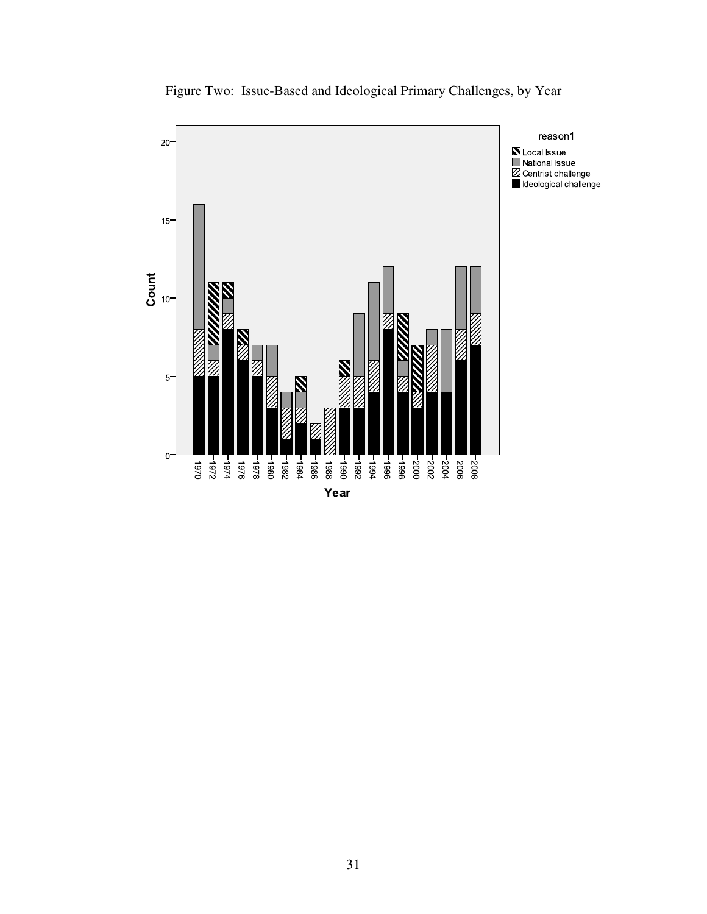Figure Two: Issue-Based and Ideological Primary Challenges, by Year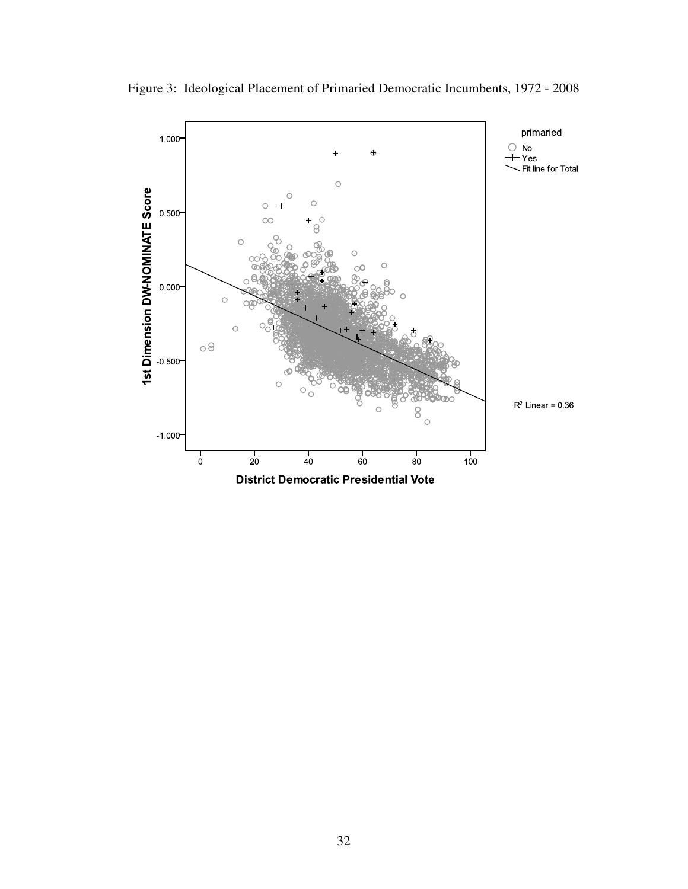Figure 3: Ideological Placement of Primaried Democratic Incumbents, 1972 - 2008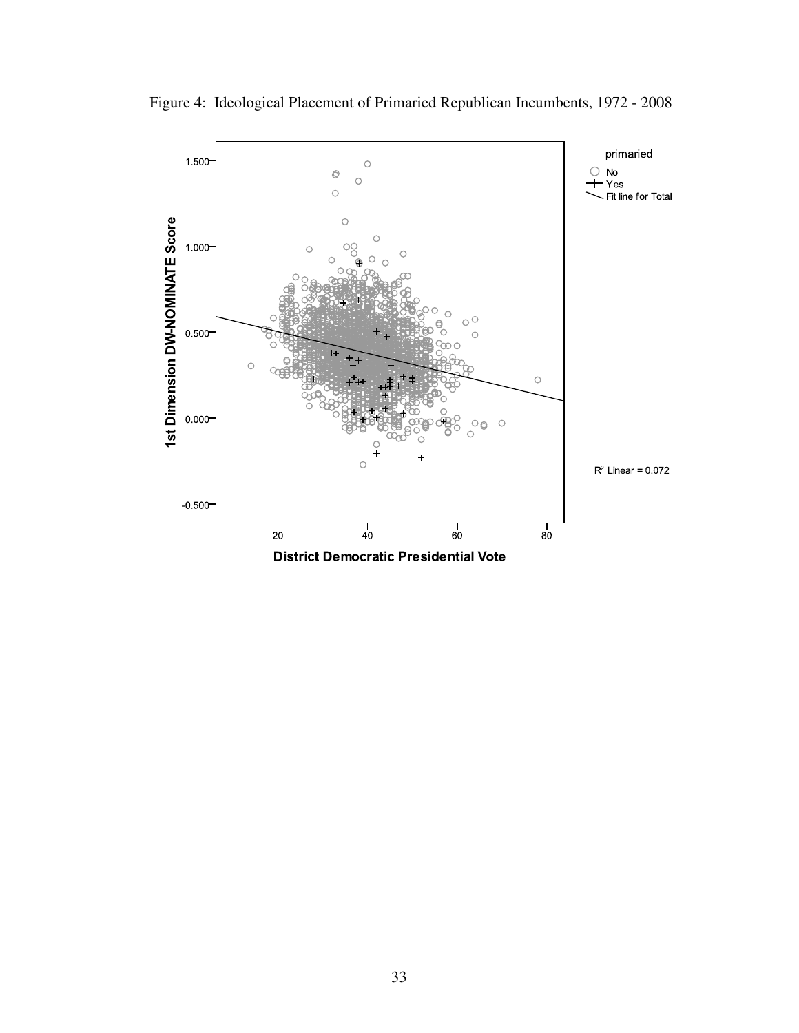Figure 4: Ideological Placement of Primaried Republican Incumbents, 1972 - 2008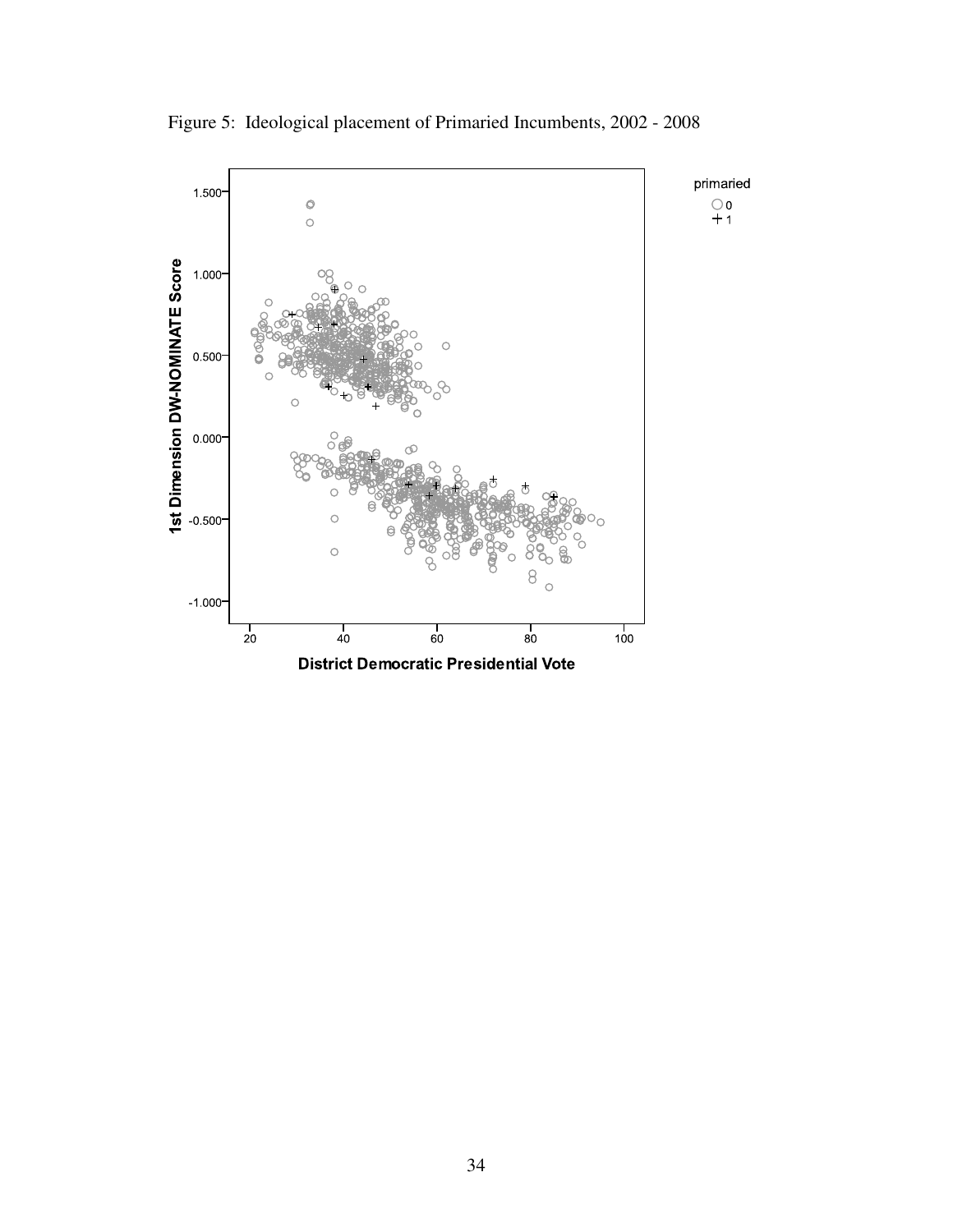Figure 5: Ideological placement of Primaried Incumbents, 2002 - 2008

1.500
1.000
0.500
0.000
-0.500
-1.000

1st Dimension DW-NOMINATE Score

20
40
60
80
100

District Democratic Presidential Vote

primaried
0
1